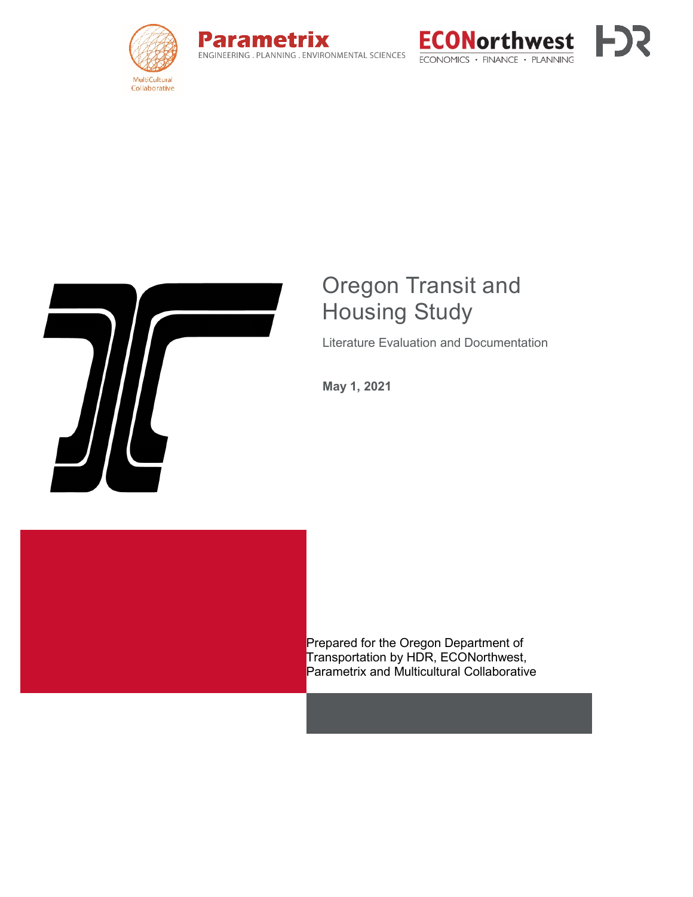# Oregon Transit and Housing Study

Literature Evaluation and Documentation

**May 1, 2021**

Prepared for the Oregon Department of Transportation by HDR, ECONorthwest, Parametrix and Multicultural Collaborative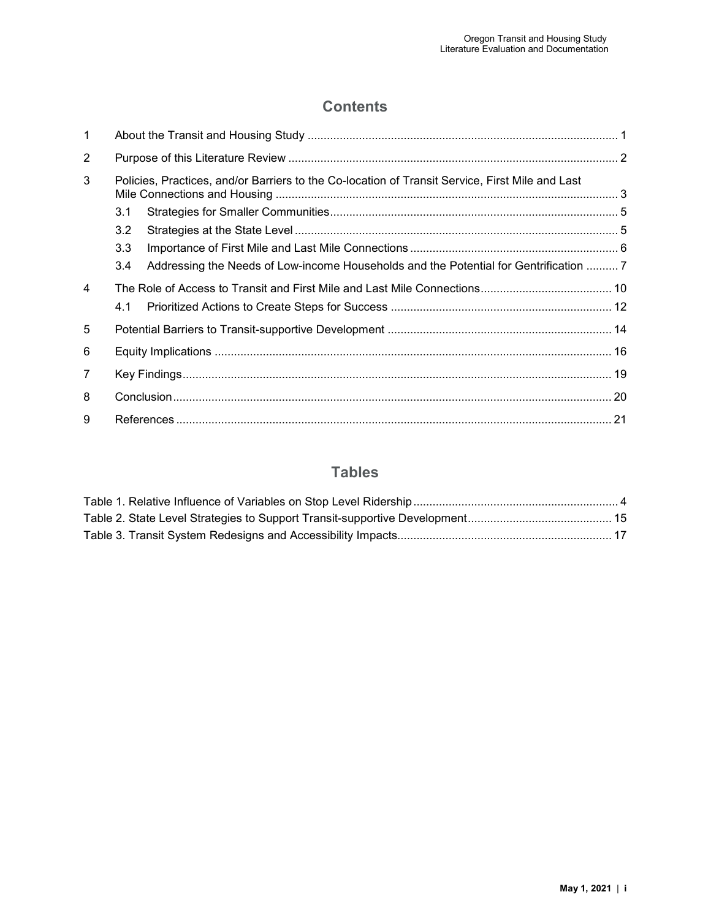# Contents

| | | |
|---|---|---|
| 1 | About the Transit and Housing Study | 1 |
| 2 | Purpose of this Literature Review | 2 |
| 3 | Policies, Practices, and/or Barriers to the Co-location of Transit Service, First Mile and Last Mile Connections and Housing | 3 |
| 3.1 | Strategies for Smaller Communities | 5 |
| 3.2 | Strategies at the State Level | 5 |
| 3.3 | Importance of First Mile and Last Mile Connections | 6 |
| 3.4 | Addressing the Needs of Low-income Households and the Potential for Gentrification | 7 |
| 4 | The Role of Access to Transit and First Mile and Last Mile Connections | 10 |
| 4.1 | Prioritized Actions to Create Steps for Success | 12 |
| 5 | Potential Barriers to Transit-supportive Development | 14 |
| 6 | Equity Implications | 16 |
| 7 | Key Findings | 19 |
| 8 | Conclusion | 20 |
| 9 | References | 21 |

# Tables

| | |
|---|---|
| Table 1. Relative Influence of Variables on Stop Level Ridership | 4 |
| Table 2. State Level Strategies to Support Transit-supportive Development | 15 |
| Table 3. Transit System Redesigns and Accessibility Impacts | 17 |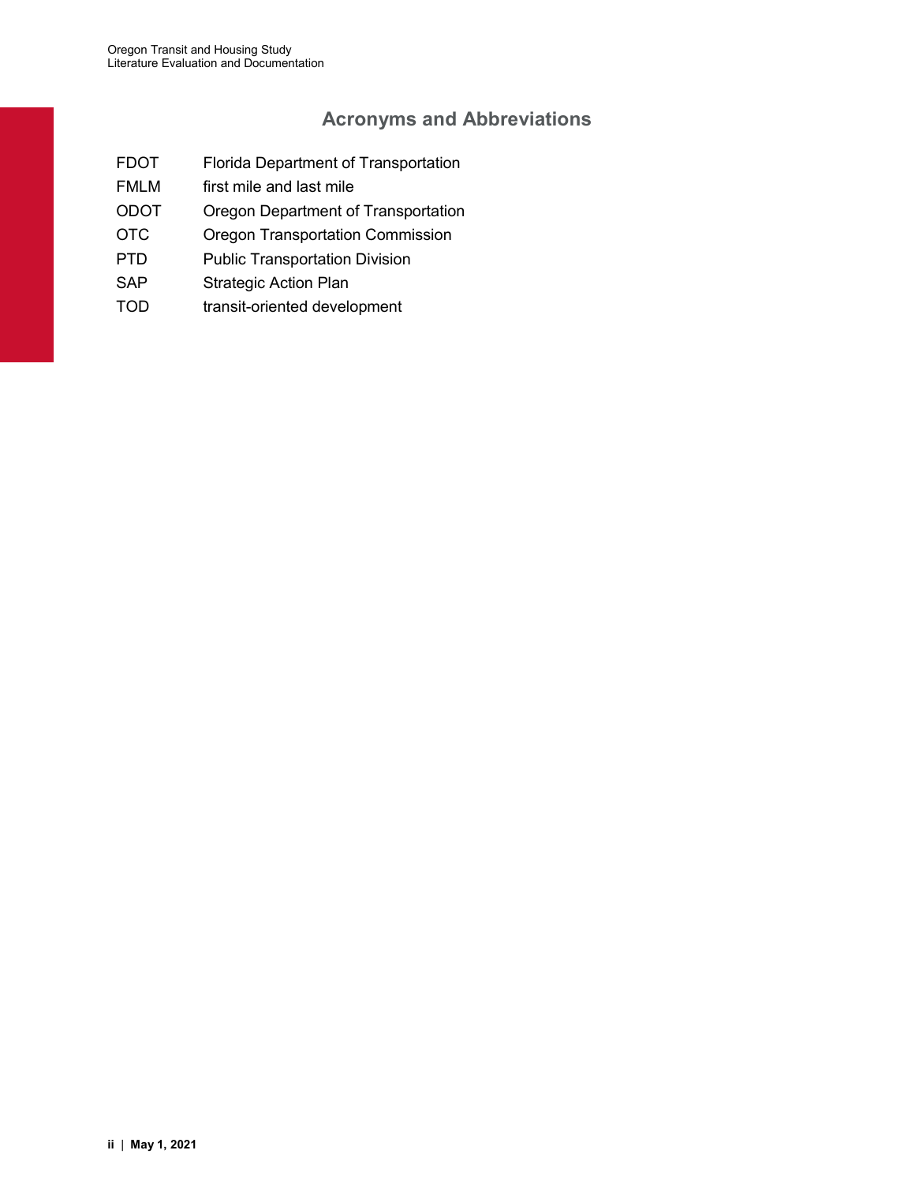# Acronyms and Abbreviations

| | |
|---|---|
| FDOT | Florida Department of Transportation |
| FMLM | first mile and last mile |
| ODOT | Oregon Department of Transportation |
| OTC | Oregon Transportation Commission |
| PTD | Public Transportation Division |
| SAP | Strategic Action Plan |
| TOD | transit-oriented development |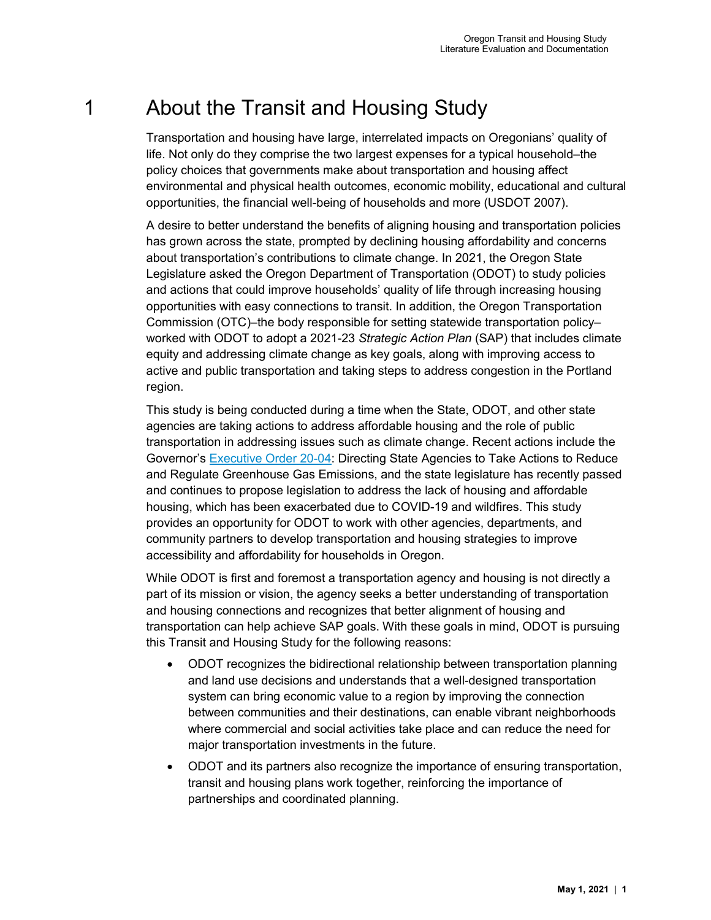# 1 About the Transit and Housing Study

Transportation and housing have large, interrelated impacts on Oregonians' quality of life. Not only do they comprise the two largest expenses for a typical household–the policy choices that governments make about transportation and housing affect environmental and physical health outcomes, economic mobility, educational and cultural opportunities, the financial well-being of households and more (USDOT 2007).

A desire to better understand the benefits of aligning housing and transportation policies has grown across the state, prompted by declining housing affordability and concerns about transportation's contributions to climate change. In 2021, the Oregon State Legislature asked the Oregon Department of Transportation (ODOT) to study policies and actions that could improve households' quality of life through increasing housing opportunities with easy connections to transit. In addition, the Oregon Transportation Commission (OTC)–the body responsible for setting statewide transportation policy–worked with ODOT to adopt a 2021-23 *Strategic Action Plan* (SAP) that includes climate equity and addressing climate change as key goals, along with improving access to active and public transportation and taking steps to address congestion in the Portland region.

This study is being conducted during a time when the State, ODOT, and other state agencies are taking actions to address affordable housing and the role of public transportation in addressing issues such as climate change. Recent actions include the Governor's Executive Order 20-04: Directing State Agencies to Take Actions to Reduce and Regulate Greenhouse Gas Emissions, and the state legislature has recently passed and continues to propose legislation to address the lack of housing and affordable housing, which has been exacerbated due to COVID-19 and wildfires. This study provides an opportunity for ODOT to work with other agencies, departments, and community partners to develop transportation and housing strategies to improve accessibility and affordability for households in Oregon.

While ODOT is first and foremost a transportation agency and housing is not directly a part of its mission or vision, the agency seeks a better understanding of transportation and housing connections and recognizes that better alignment of housing and transportation can help achieve SAP goals. With these goals in mind, ODOT is pursuing this Transit and Housing Study for the following reasons:

- ODOT recognizes the bidirectional relationship between transportation planning and land use decisions and understands that a well-designed transportation system can bring economic value to a region by improving the connection between communities and their destinations, can enable vibrant neighborhoods where commercial and social activities take place and can reduce the need for major transportation investments in the future.
- ODOT and its partners also recognize the importance of ensuring transportation, transit and housing plans work together, reinforcing the importance of partnerships and coordinated planning.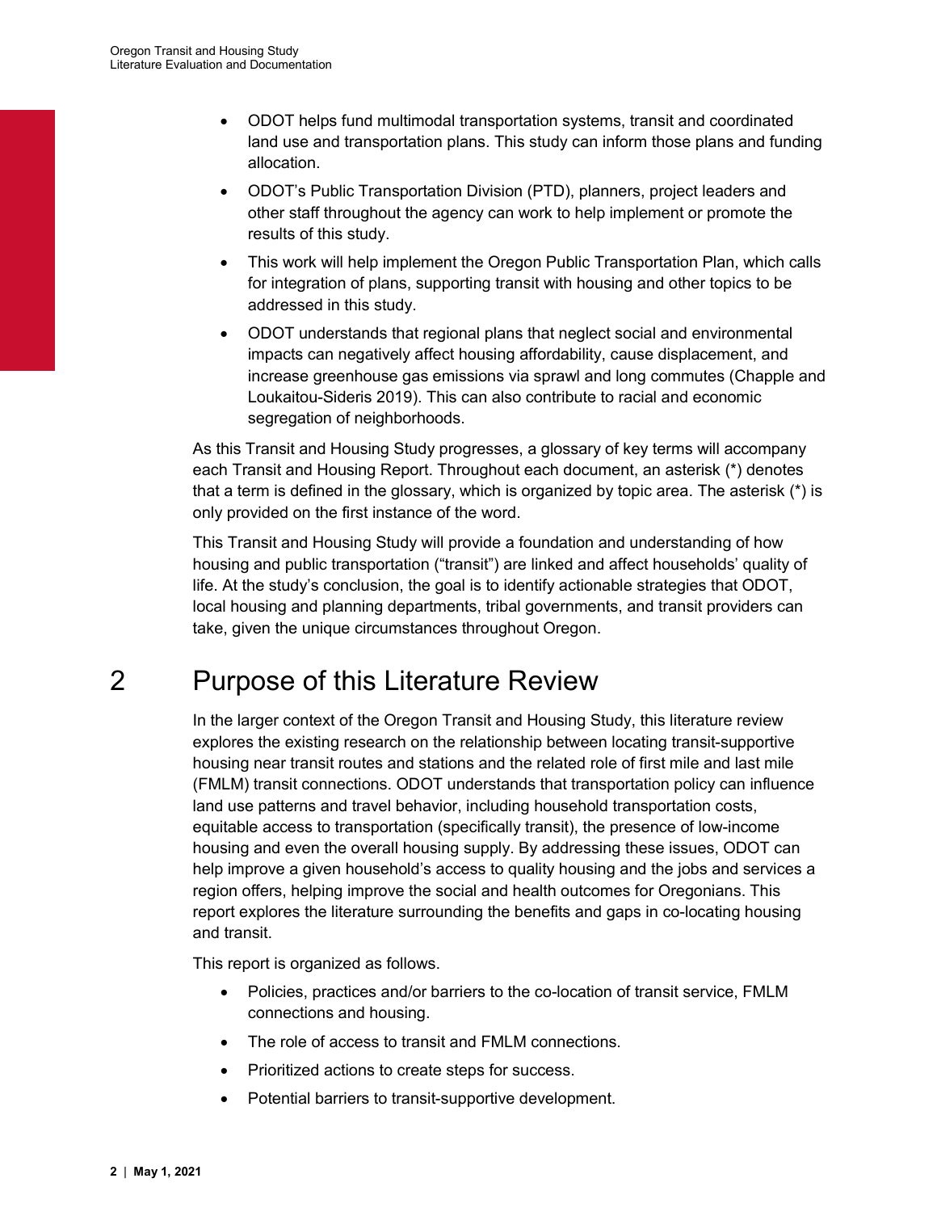- ODOT helps fund multimodal transportation systems, transit and coordinated land use and transportation plans. This study can inform those plans and funding allocation.
- ODOT's Public Transportation Division (PTD), planners, project leaders and other staff throughout the agency can work to help implement or promote the results of this study.
- This work will help implement the Oregon Public Transportation Plan, which calls for integration of plans, supporting transit with housing and other topics to be addressed in this study.
- ODOT understands that regional plans that neglect social and environmental impacts can negatively affect housing affordability, cause displacement, and increase greenhouse gas emissions via sprawl and long commutes (Chapple and Loukaitou-Sideris 2019). This can also contribute to racial and economic segregation of neighborhoods.

As this Transit and Housing Study progresses, a glossary of key terms will accompany each Transit and Housing Report. Throughout each document, an asterisk (*) denotes that a term is defined in the glossary, which is organized by topic area. The asterisk (*) is only provided on the first instance of the word.

This Transit and Housing Study will provide a foundation and understanding of how housing and public transportation ("transit") are linked and affect households' quality of life. At the study's conclusion, the goal is to identify actionable strategies that ODOT, local housing and planning departments, tribal governments, and transit providers can take, given the unique circumstances throughout Oregon.

# 2 Purpose of this Literature Review

In the larger context of the Oregon Transit and Housing Study, this literature review explores the existing research on the relationship between locating transit-supportive housing near transit routes and stations and the related role of first mile and last mile (FMLM) transit connections. ODOT understands that transportation policy can influence land use patterns and travel behavior, including household transportation costs, equitable access to transportation (specifically transit), the presence of low-income housing and even the overall housing supply. By addressing these issues, ODOT can help improve a given household's access to quality housing and the jobs and services a region offers, helping improve the social and health outcomes for Oregonians. This report explores the literature surrounding the benefits and gaps in co-locating housing and transit.

This report is organized as follows.

- Policies, practices and/or barriers to the co-location of transit service, FMLM connections and housing.
- The role of access to transit and FMLM connections.
- Prioritized actions to create steps for success.
- Potential barriers to transit-supportive development.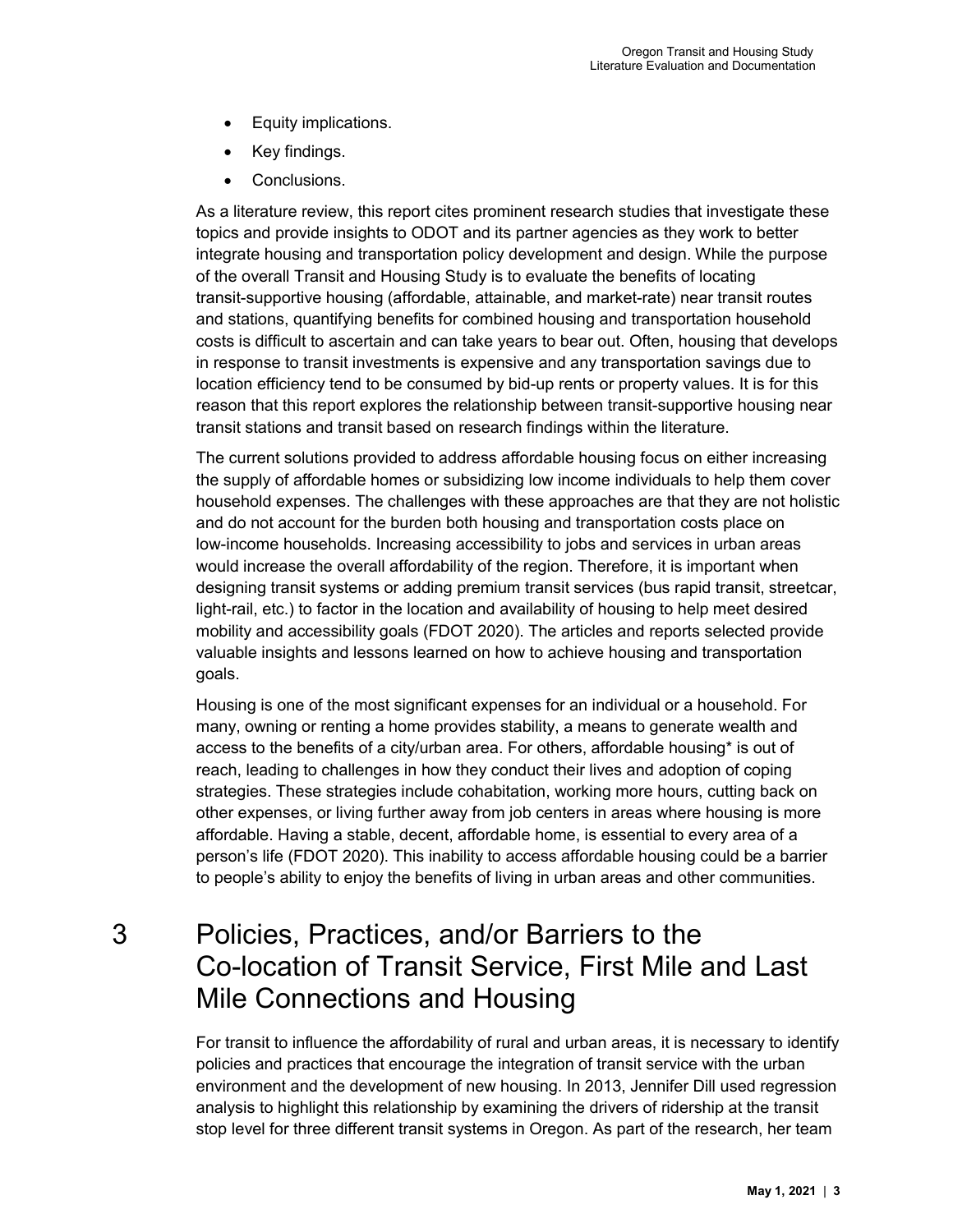- Equity implications.
- Key findings.
- Conclusions.

As a literature review, this report cites prominent research studies that investigate these topics and provide insights to ODOT and its partner agencies as they work to better integrate housing and transportation policy development and design. While the purpose of the overall Transit and Housing Study is to evaluate the benefits of locating transit-supportive housing (affordable, attainable, and market-rate) near transit routes and stations, quantifying benefits for combined housing and transportation household costs is difficult to ascertain and can take years to bear out. Often, housing that develops in response to transit investments is expensive and any transportation savings due to location efficiency tend to be consumed by bid-up rents or property values. It is for this reason that this report explores the relationship between transit-supportive housing near transit stations and transit based on research findings within the literature.

The current solutions provided to address affordable housing focus on either increasing the supply of affordable homes or subsidizing low income individuals to help them cover household expenses. The challenges with these approaches are that they are not holistic and do not account for the burden both housing and transportation costs place on low-income households. Increasing accessibility to jobs and services in urban areas would increase the overall affordability of the region. Therefore, it is important when designing transit systems or adding premium transit services (bus rapid transit, streetcar, light-rail, etc.) to factor in the location and availability of housing to help meet desired mobility and accessibility goals (FDOT 2020). The articles and reports selected provide valuable insights and lessons learned on how to achieve housing and transportation goals.

Housing is one of the most significant expenses for an individual or a household. For many, owning or renting a home provides stability, a means to generate wealth and access to the benefits of a city/urban area. For others, affordable housing* is out of reach, leading to challenges in how they conduct their lives and adoption of coping strategies. These strategies include cohabitation, working more hours, cutting back on other expenses, or living further away from job centers in areas where housing is more affordable. Having a stable, decent, affordable home, is essential to every area of a person's life (FDOT 2020). This inability to access affordable housing could be a barrier to people's ability to enjoy the benefits of living in urban areas and other communities.

# 3 Policies, Practices, and/or Barriers to the Co-location of Transit Service, First Mile and Last Mile Connections and Housing

For transit to influence the affordability of rural and urban areas, it is necessary to identify policies and practices that encourage the integration of transit service with the urban environment and the development of new housing. In 2013, Jennifer Dill used regression analysis to highlight this relationship by examining the drivers of ridership at the transit stop level for three different transit systems in Oregon. As part of the research, her team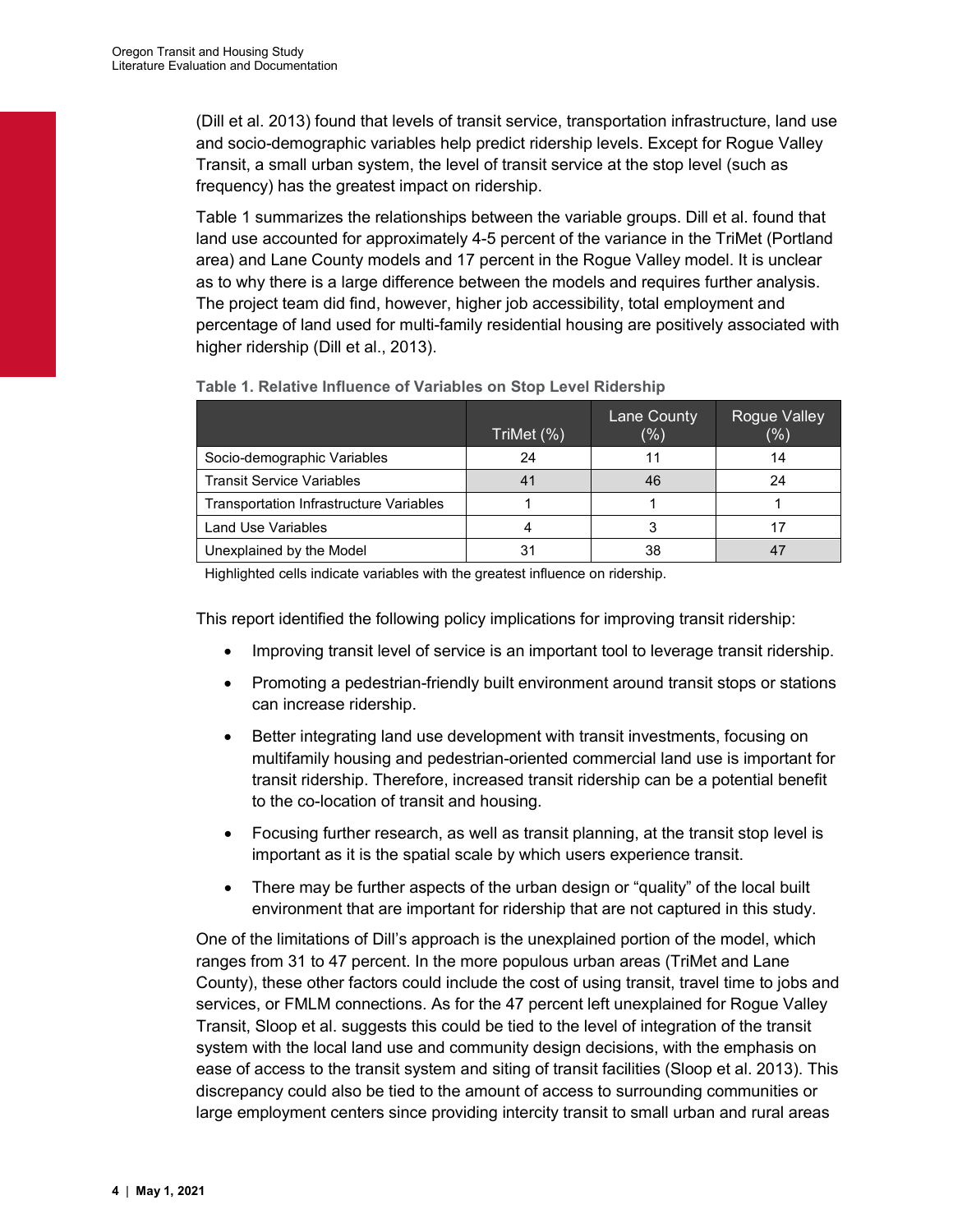(Dill et al. 2013) found that levels of transit service, transportation infrastructure, land use and socio-demographic variables help predict ridership levels. Except for Rogue Valley Transit, a small urban system, the level of transit service at the stop level (such as frequency) has the greatest impact on ridership.

Table 1 summarizes the relationships between the variable groups. Dill et al. found that land use accounted for approximately 4-5 percent of the variance in the TriMet (Portland area) and Lane County models and 17 percent in the Rogue Valley model. It is unclear as to why there is a large difference between the models and requires further analysis. The project team did find, however, higher job accessibility, total employment and percentage of land used for multi-family residential housing are positively associated with higher ridership (Dill et al., 2013).

**Table 1. Relative Influence of Variables on Stop Level Ridership**

| | TriMet (%) | Lane County (%) | Rogue Valley (%) |
|---|---|---|---|
| Socio-demographic Variables | 24 | 11 | 14 |
| Transit Service Variables | 41 | 46 | 24 |
| Transportation Infrastructure Variables | 1 | 1 | 1 |
| Land Use Variables | 4 | 3 | 17 |
| Unexplained by the Model | 31 | 38 | 47 |

Highlighted cells indicate variables with the greatest influence on ridership.

This report identified the following policy implications for improving transit ridership:

- Improving transit level of service is an important tool to leverage transit ridership.
- Promoting a pedestrian-friendly built environment around transit stops or stations can increase ridership.
- Better integrating land use development with transit investments, focusing on multifamily housing and pedestrian-oriented commercial land use is important for transit ridership. Therefore, increased transit ridership can be a potential benefit to the co-location of transit and housing.
- Focusing further research, as well as transit planning, at the transit stop level is important as it is the spatial scale by which users experience transit.
- There may be further aspects of the urban design or "quality" of the local built environment that are important for ridership that are not captured in this study.

One of the limitations of Dill's approach is the unexplained portion of the model, which ranges from 31 to 47 percent. In the more populous urban areas (TriMet and Lane County), these other factors could include the cost of using transit, travel time to jobs and services, or FMLM connections. As for the 47 percent left unexplained for Rogue Valley Transit, Sloop et al. suggests this could be tied to the level of integration of the transit system with the local land use and community design decisions, with the emphasis on ease of access to the transit system and siting of transit facilities (Sloop et al. 2013). This discrepancy could also be tied to the amount of access to surrounding communities or large employment centers since providing intercity transit to small urban and rural areas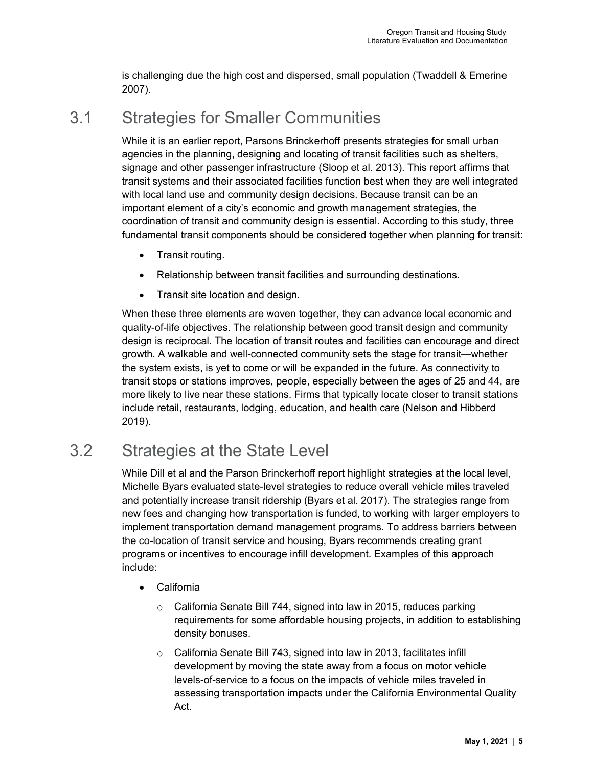is challenging due the high cost and dispersed, small population (Twaddell & Emerine 2007).

## 3.1 Strategies for Smaller Communities

While it is an earlier report, Parsons Brinckerhoff presents strategies for small urban agencies in the planning, designing and locating of transit facilities such as shelters, signage and other passenger infrastructure (Sloop et al. 2013). This report affirms that transit systems and their associated facilities function best when they are well integrated with local land use and community design decisions. Because transit can be an important element of a city's economic and growth management strategies, the coordination of transit and community design is essential. According to this study, three fundamental transit components should be considered together when planning for transit:

- Transit routing.
- Relationship between transit facilities and surrounding destinations.
- Transit site location and design.

When these three elements are woven together, they can advance local economic and quality-of-life objectives. The relationship between good transit design and community design is reciprocal. The location of transit routes and facilities can encourage and direct growth. A walkable and well-connected community sets the stage for transit—whether the system exists, is yet to come or will be expanded in the future. As connectivity to transit stops or stations improves, people, especially between the ages of 25 and 44, are more likely to live near these stations. Firms that typically locate closer to transit stations include retail, restaurants, lodging, education, and health care (Nelson and Hibberd 2019).

## 3.2 Strategies at the State Level

While Dill et al and the Parson Brinckerhoff report highlight strategies at the local level, Michelle Byars evaluated state-level strategies to reduce overall vehicle miles traveled and potentially increase transit ridership (Byars et al. 2017). The strategies range from new fees and changing how transportation is funded, to working with larger employers to implement transportation demand management programs. To address barriers between the co-location of transit service and housing, Byars recommends creating grant programs or incentives to encourage infill development. Examples of this approach include:

- California
  - California Senate Bill 744, signed into law in 2015, reduces parking requirements for some affordable housing projects, in addition to establishing density bonuses.
  - California Senate Bill 743, signed into law in 2013, facilitates infill development by moving the state away from a focus on motor vehicle levels-of-service to a focus on the impacts of vehicle miles traveled in assessing transportation impacts under the California Environmental Quality Act.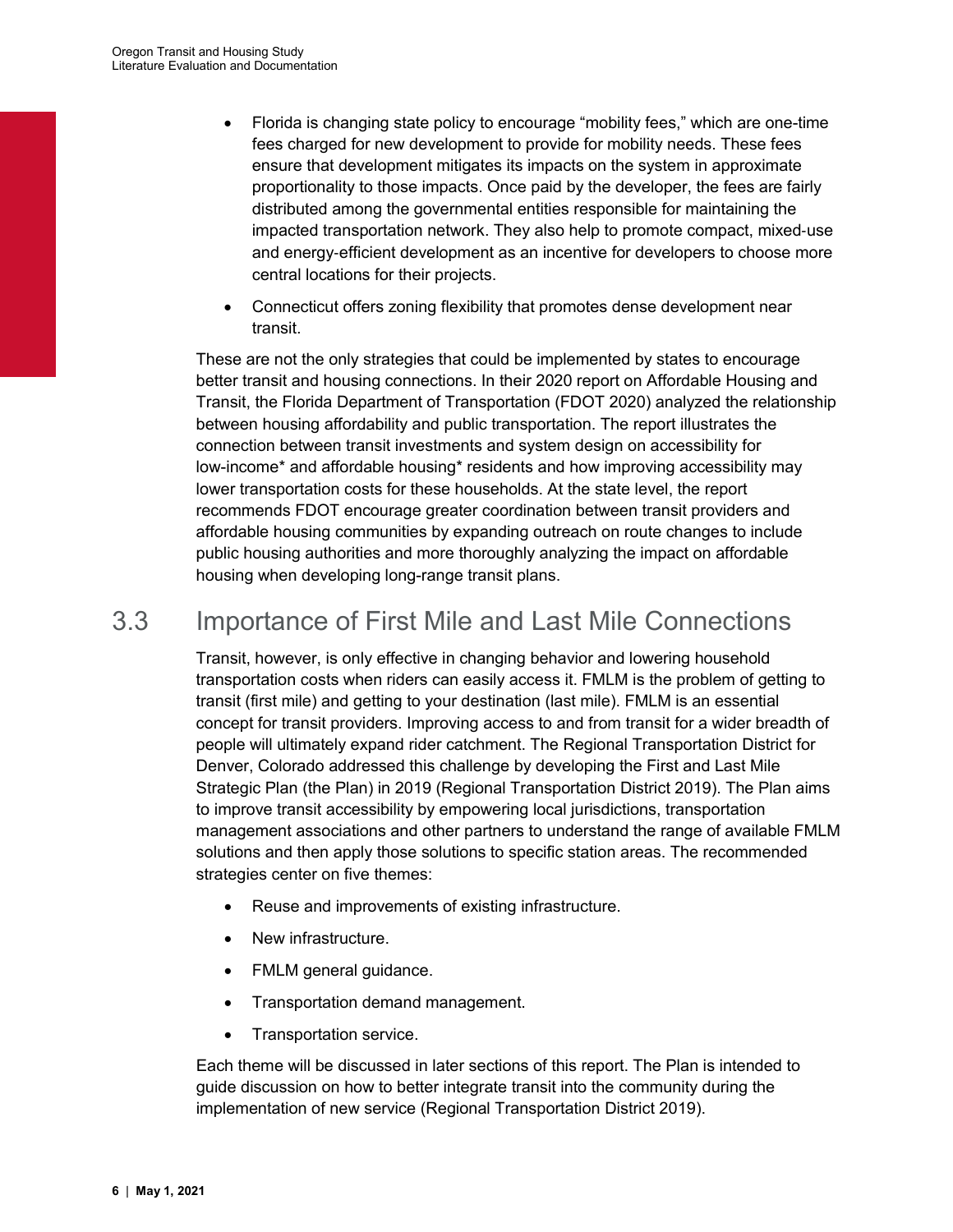- Florida is changing state policy to encourage "mobility fees," which are one-time fees charged for new development to provide for mobility needs. These fees ensure that development mitigates its impacts on the system in approximate proportionality to those impacts. Once paid by the developer, the fees are fairly distributed among the governmental entities responsible for maintaining the impacted transportation network. They also help to promote compact, mixed-use and energy-efficient development as an incentive for developers to choose more central locations for their projects.
- Connecticut offers zoning flexibility that promotes dense development near transit.

These are not the only strategies that could be implemented by states to encourage better transit and housing connections. In their 2020 report on Affordable Housing and Transit, the Florida Department of Transportation (FDOT 2020) analyzed the relationship between housing affordability and public transportation. The report illustrates the connection between transit investments and system design on accessibility for low-income* and affordable housing* residents and how improving accessibility may lower transportation costs for these households. At the state level, the report recommends FDOT encourage greater coordination between transit providers and affordable housing communities by expanding outreach on route changes to include public housing authorities and more thoroughly analyzing the impact on affordable housing when developing long-range transit plans.

## 3.3 Importance of First Mile and Last Mile Connections

Transit, however, is only effective in changing behavior and lowering household transportation costs when riders can easily access it. FMLM is the problem of getting to transit (first mile) and getting to your destination (last mile). FMLM is an essential concept for transit providers. Improving access to and from transit for a wider breadth of people will ultimately expand rider catchment. The Regional Transportation District for Denver, Colorado addressed this challenge by developing the First and Last Mile Strategic Plan (the Plan) in 2019 (Regional Transportation District 2019). The Plan aims to improve transit accessibility by empowering local jurisdictions, transportation management associations and other partners to understand the range of available FMLM solutions and then apply those solutions to specific station areas. The recommended strategies center on five themes:

- Reuse and improvements of existing infrastructure.
- New infrastructure.
- FMLM general guidance.
- Transportation demand management.
- Transportation service.

Each theme will be discussed in later sections of this report. The Plan is intended to guide discussion on how to better integrate transit into the community during the implementation of new service (Regional Transportation District 2019).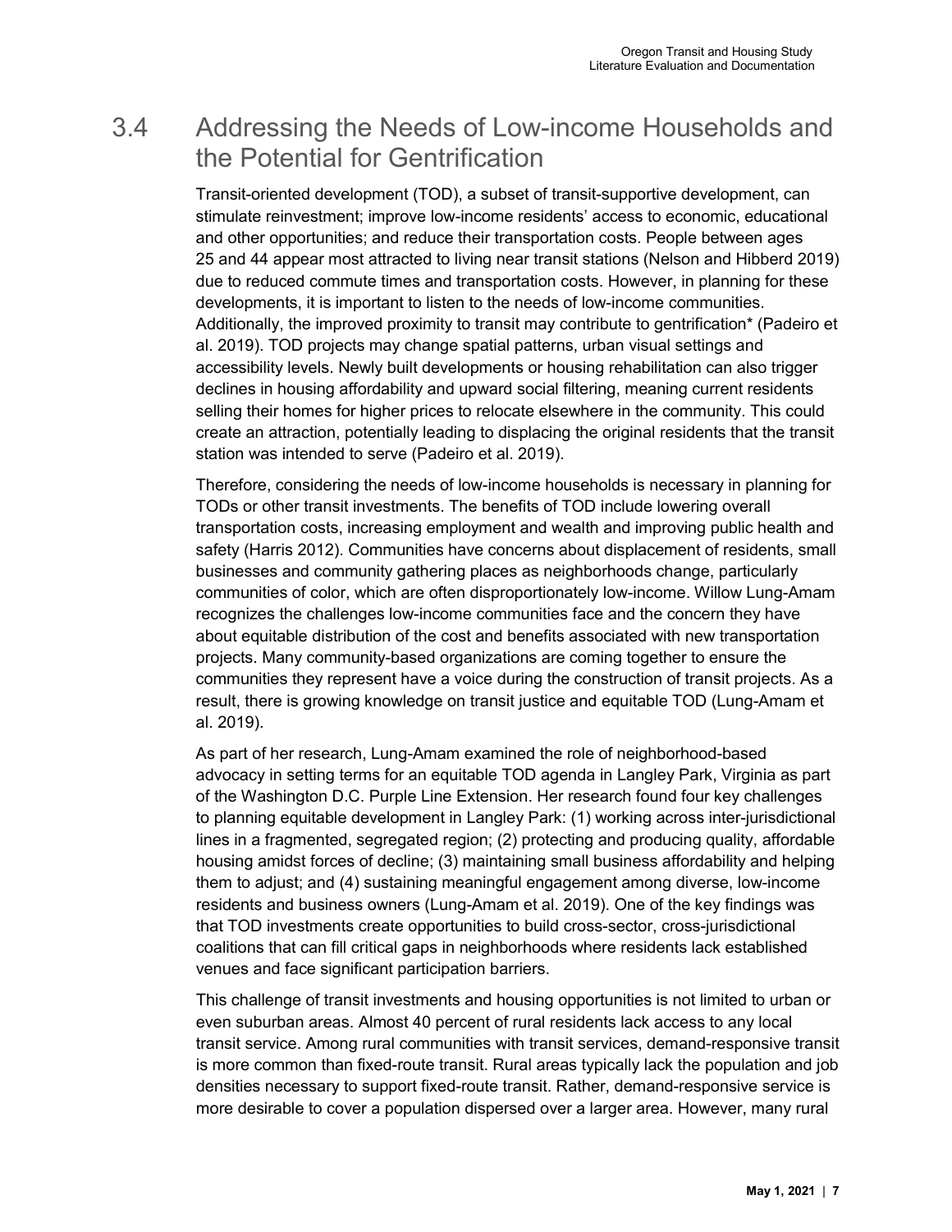## 3.4 Addressing the Needs of Low-income Households and the Potential for Gentrification

Transit-oriented development (TOD), a subset of transit-supportive development, can stimulate reinvestment; improve low-income residents' access to economic, educational and other opportunities; and reduce their transportation costs. People between ages 25 and 44 appear most attracted to living near transit stations (Nelson and Hibberd 2019) due to reduced commute times and transportation costs. However, in planning for these developments, it is important to listen to the needs of low-income communities. Additionally, the improved proximity to transit may contribute to gentrification* (Padeiro et al. 2019). TOD projects may change spatial patterns, urban visual settings and accessibility levels. Newly built developments or housing rehabilitation can also trigger declines in housing affordability and upward social filtering, meaning current residents selling their homes for higher prices to relocate elsewhere in the community. This could create an attraction, potentially leading to displacing the original residents that the transit station was intended to serve (Padeiro et al. 2019).

Therefore, considering the needs of low-income households is necessary in planning for TODs or other transit investments. The benefits of TOD include lowering overall transportation costs, increasing employment and wealth and improving public health and safety (Harris 2012). Communities have concerns about displacement of residents, small businesses and community gathering places as neighborhoods change, particularly communities of color, which are often disproportionately low-income. Willow Lung-Amam recognizes the challenges low-income communities face and the concern they have about equitable distribution of the cost and benefits associated with new transportation projects. Many community-based organizations are coming together to ensure the communities they represent have a voice during the construction of transit projects. As a result, there is growing knowledge on transit justice and equitable TOD (Lung-Amam et al. 2019).

As part of her research, Lung-Amam examined the role of neighborhood-based advocacy in setting terms for an equitable TOD agenda in Langley Park, Virginia as part of the Washington D.C. Purple Line Extension. Her research found four key challenges to planning equitable development in Langley Park: (1) working across inter-jurisdictional lines in a fragmented, segregated region; (2) protecting and producing quality, affordable housing amidst forces of decline; (3) maintaining small business affordability and helping them to adjust; and (4) sustaining meaningful engagement among diverse, low-income residents and business owners (Lung-Amam et al. 2019). One of the key findings was that TOD investments create opportunities to build cross-sector, cross-jurisdictional coalitions that can fill critical gaps in neighborhoods where residents lack established venues and face significant participation barriers.

This challenge of transit investments and housing opportunities is not limited to urban or even suburban areas. Almost 40 percent of rural residents lack access to any local transit service. Among rural communities with transit services, demand-responsive transit is more common than fixed-route transit. Rural areas typically lack the population and job densities necessary to support fixed-route transit. Rather, demand-responsive service is more desirable to cover a population dispersed over a larger area. However, many rural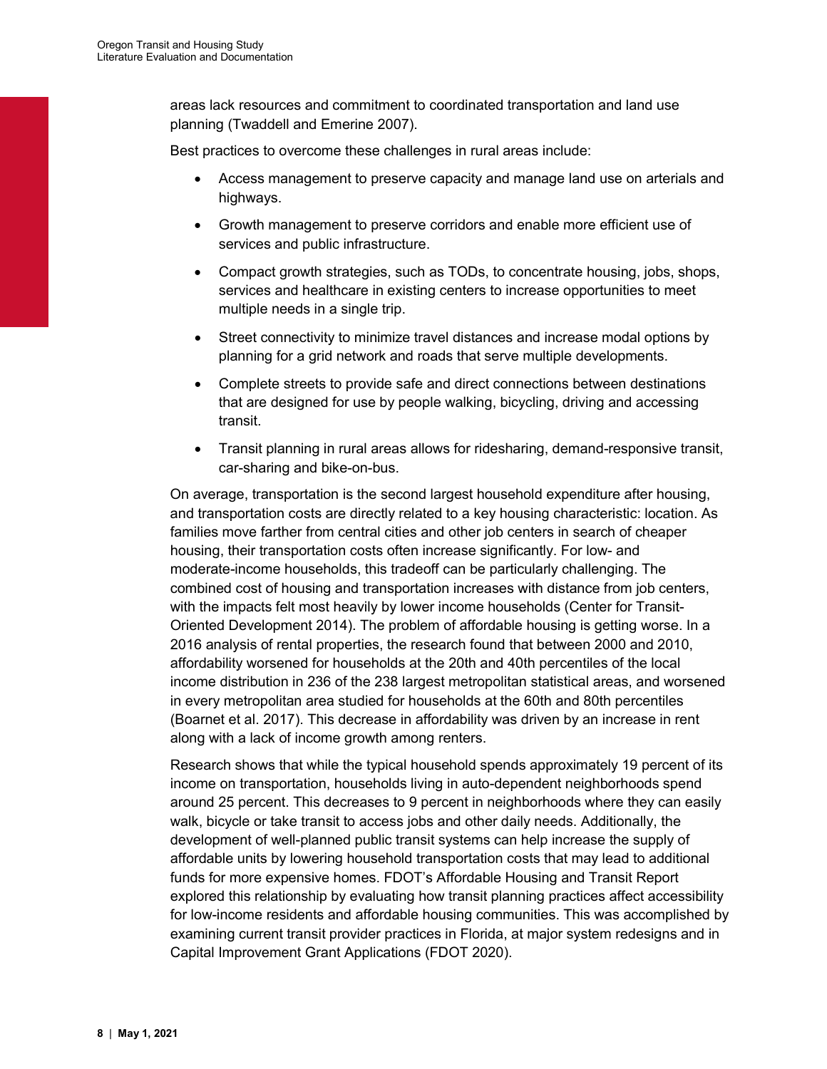areas lack resources and commitment to coordinated transportation and land use planning (Twaddell and Emerine 2007).

Best practices to overcome these challenges in rural areas include:

- Access management to preserve capacity and manage land use on arterials and highways.
- Growth management to preserve corridors and enable more efficient use of services and public infrastructure.
- Compact growth strategies, such as TODs, to concentrate housing, jobs, shops, services and healthcare in existing centers to increase opportunities to meet multiple needs in a single trip.
- Street connectivity to minimize travel distances and increase modal options by planning for a grid network and roads that serve multiple developments.
- Complete streets to provide safe and direct connections between destinations that are designed for use by people walking, bicycling, driving and accessing transit.
- Transit planning in rural areas allows for ridesharing, demand-responsive transit, car-sharing and bike-on-bus.

On average, transportation is the second largest household expenditure after housing, and transportation costs are directly related to a key housing characteristic: location. As families move farther from central cities and other job centers in search of cheaper housing, their transportation costs often increase significantly. For low- and moderate-income households, this tradeoff can be particularly challenging. The combined cost of housing and transportation increases with distance from job centers, with the impacts felt most heavily by lower income households (Center for Transit-Oriented Development 2014). The problem of affordable housing is getting worse. In a 2016 analysis of rental properties, the research found that between 2000 and 2010, affordability worsened for households at the 20th and 40th percentiles of the local income distribution in 236 of the 238 largest metropolitan statistical areas, and worsened in every metropolitan area studied for households at the 60th and 80th percentiles (Boarnet et al. 2017). This decrease in affordability was driven by an increase in rent along with a lack of income growth among renters.

Research shows that while the typical household spends approximately 19 percent of its income on transportation, households living in auto-dependent neighborhoods spend around 25 percent. This decreases to 9 percent in neighborhoods where they can easily walk, bicycle or take transit to access jobs and other daily needs. Additionally, the development of well-planned public transit systems can help increase the supply of affordable units by lowering household transportation costs that may lead to additional funds for more expensive homes. FDOT's Affordable Housing and Transit Report explored this relationship by evaluating how transit planning practices affect accessibility for low-income residents and affordable housing communities. This was accomplished by examining current transit provider practices in Florida, at major system redesigns and in Capital Improvement Grant Applications (FDOT 2020).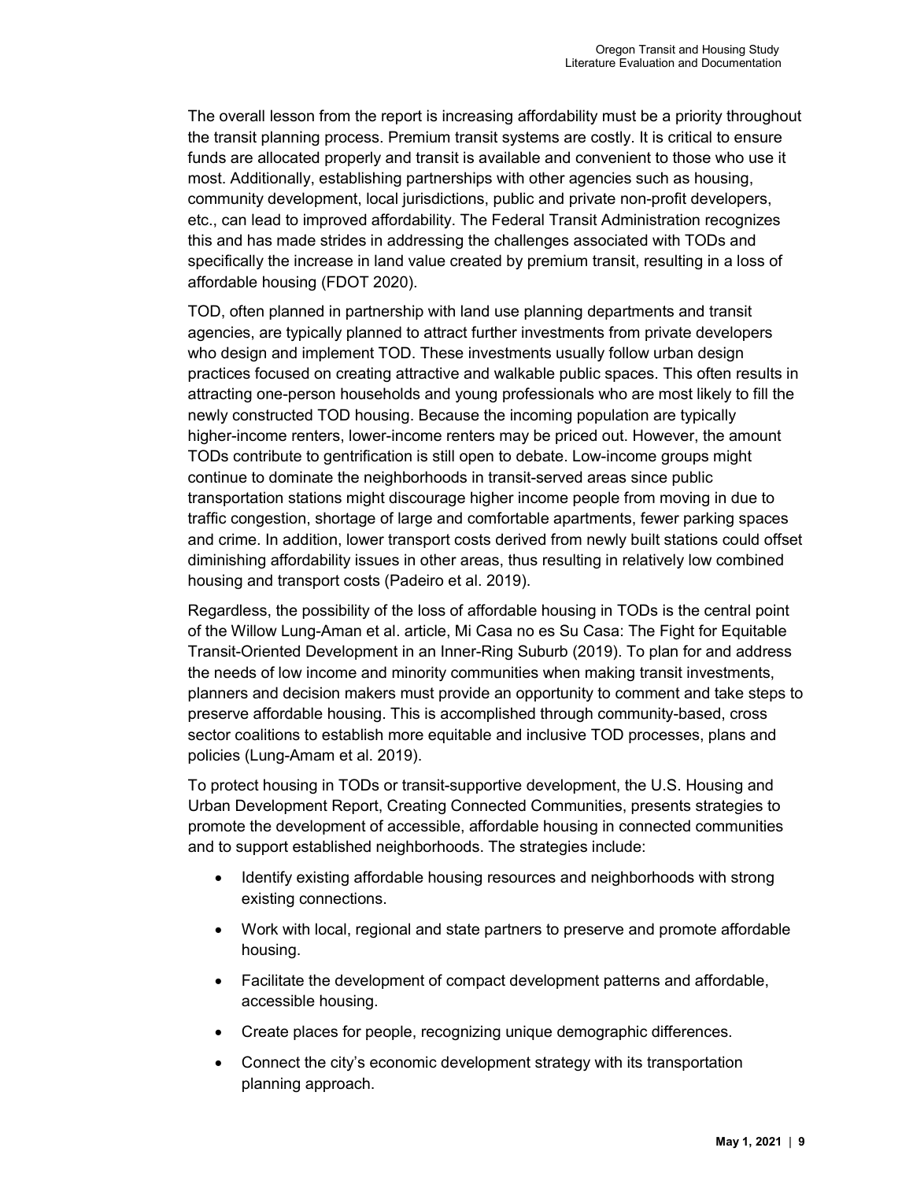The overall lesson from the report is increasing affordability must be a priority throughout the transit planning process. Premium transit systems are costly. It is critical to ensure funds are allocated properly and transit is available and convenient to those who use it most. Additionally, establishing partnerships with other agencies such as housing, community development, local jurisdictions, public and private non-profit developers, etc., can lead to improved affordability. The Federal Transit Administration recognizes this and has made strides in addressing the challenges associated with TODs and specifically the increase in land value created by premium transit, resulting in a loss of affordable housing (FDOT 2020).

TOD, often planned in partnership with land use planning departments and transit agencies, are typically planned to attract further investments from private developers who design and implement TOD. These investments usually follow urban design practices focused on creating attractive and walkable public spaces. This often results in attracting one-person households and young professionals who are most likely to fill the newly constructed TOD housing. Because the incoming population are typically higher-income renters, lower-income renters may be priced out. However, the amount TODs contribute to gentrification is still open to debate. Low-income groups might continue to dominate the neighborhoods in transit-served areas since public transportation stations might discourage higher income people from moving in due to traffic congestion, shortage of large and comfortable apartments, fewer parking spaces and crime. In addition, lower transport costs derived from newly built stations could offset diminishing affordability issues in other areas, thus resulting in relatively low combined housing and transport costs (Padeiro et al. 2019).

Regardless, the possibility of the loss of affordable housing in TODs is the central point of the Willow Lung-Aman et al. article, Mi Casa no es Su Casa: The Fight for Equitable Transit-Oriented Development in an Inner-Ring Suburb (2019). To plan for and address the needs of low income and minority communities when making transit investments, planners and decision makers must provide an opportunity to comment and take steps to preserve affordable housing. This is accomplished through community-based, cross sector coalitions to establish more equitable and inclusive TOD processes, plans and policies (Lung-Amam et al. 2019).

To protect housing in TODs or transit-supportive development, the U.S. Housing and Urban Development Report, Creating Connected Communities, presents strategies to promote the development of accessible, affordable housing in connected communities and to support established neighborhoods. The strategies include:

- Identify existing affordable housing resources and neighborhoods with strong existing connections.
- Work with local, regional and state partners to preserve and promote affordable housing.
- Facilitate the development of compact development patterns and affordable, accessible housing.
- Create places for people, recognizing unique demographic differences.
- Connect the city's economic development strategy with its transportation planning approach.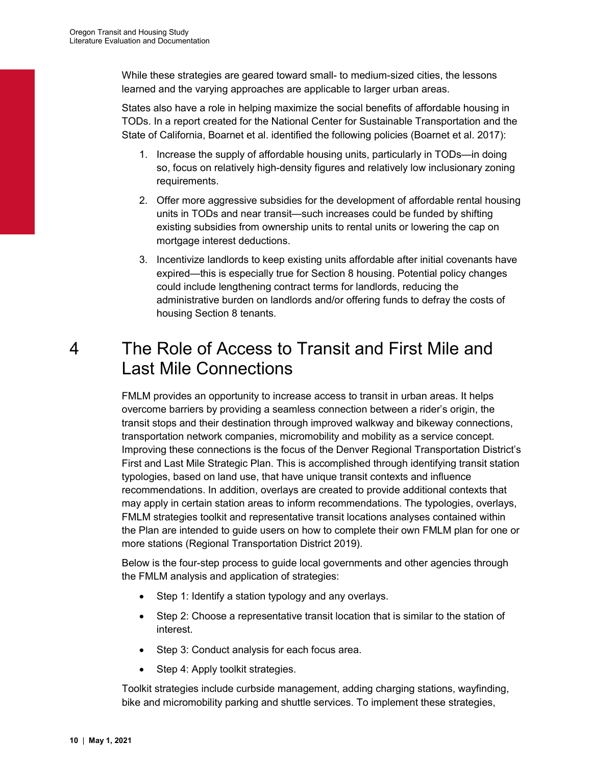While these strategies are geared toward small- to medium-sized cities, the lessons learned and the varying approaches are applicable to larger urban areas.

States also have a role in helping maximize the social benefits of affordable housing in TODs. In a report created for the National Center for Sustainable Transportation and the State of California, Boarnet et al. identified the following policies (Boarnet et al. 2017):

1. Increase the supply of affordable housing units, particularly in TODs—in doing so, focus on relatively high-density figures and relatively low inclusionary zoning requirements.
2. Offer more aggressive subsidies for the development of affordable rental housing units in TODs and near transit—such increases could be funded by shifting existing subsidies from ownership units to rental units or lowering the cap on mortgage interest deductions.
3. Incentivize landlords to keep existing units affordable after initial covenants have expired—this is especially true for Section 8 housing. Potential policy changes could include lengthening contract terms for landlords, reducing the administrative burden on landlords and/or offering funds to defray the costs of housing Section 8 tenants.

# 4 The Role of Access to Transit and First Mile and Last Mile Connections

FMLM provides an opportunity to increase access to transit in urban areas. It helps overcome barriers by providing a seamless connection between a rider's origin, the transit stops and their destination through improved walkway and bikeway connections, transportation network companies, micromobility and mobility as a service concept. Improving these connections is the focus of the Denver Regional Transportation District's First and Last Mile Strategic Plan. This is accomplished through identifying transit station typologies, based on land use, that have unique transit contexts and influence recommendations. In addition, overlays are created to provide additional contexts that may apply in certain station areas to inform recommendations. The typologies, overlays, FMLM strategies toolkit and representative transit locations analyses contained within the Plan are intended to guide users on how to complete their own FMLM plan for one or more stations (Regional Transportation District 2019).

Below is the four-step process to guide local governments and other agencies through the FMLM analysis and application of strategies:

- Step 1: Identify a station typology and any overlays.
- Step 2: Choose a representative transit location that is similar to the station of interest.
- Step 3: Conduct analysis for each focus area.
- Step 4: Apply toolkit strategies.

Toolkit strategies include curbside management, adding charging stations, wayfinding, bike and micromobility parking and shuttle services. To implement these strategies,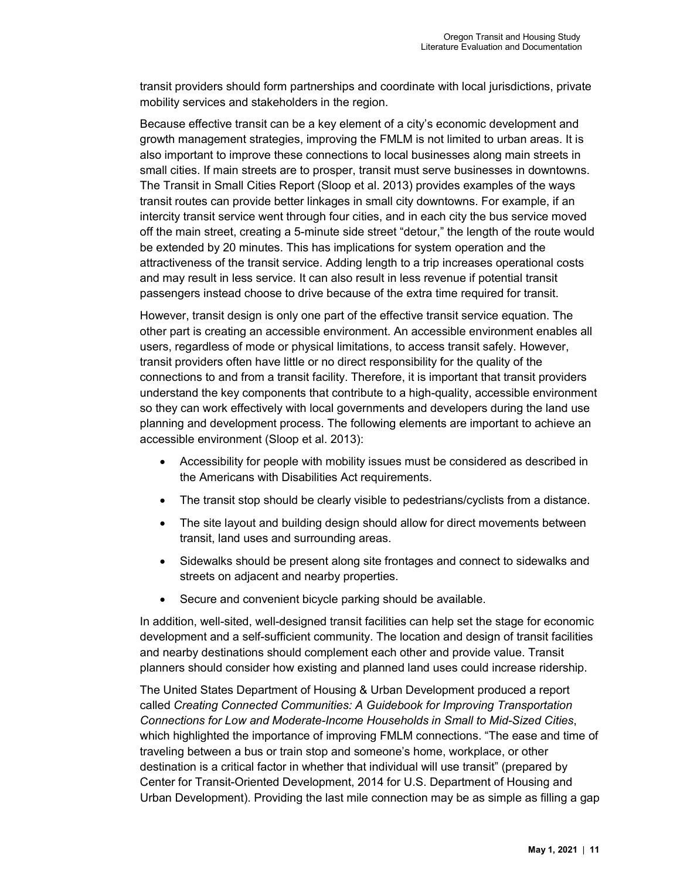transit providers should form partnerships and coordinate with local jurisdictions, private mobility services and stakeholders in the region.

Because effective transit can be a key element of a city's economic development and growth management strategies, improving the FMLM is not limited to urban areas. It is also important to improve these connections to local businesses along main streets in small cities. If main streets are to prosper, transit must serve businesses in downtowns. The Transit in Small Cities Report (Sloop et al. 2013) provides examples of the ways transit routes can provide better linkages in small city downtowns. For example, if an intercity transit service went through four cities, and in each city the bus service moved off the main street, creating a 5-minute side street "detour," the length of the route would be extended by 20 minutes. This has implications for system operation and the attractiveness of the transit service. Adding length to a trip increases operational costs and may result in less service. It can also result in less revenue if potential transit passengers instead choose to drive because of the extra time required for transit.

However, transit design is only one part of the effective transit service equation. The other part is creating an accessible environment. An accessible environment enables all users, regardless of mode or physical limitations, to access transit safely. However, transit providers often have little or no direct responsibility for the quality of the connections to and from a transit facility. Therefore, it is important that transit providers understand the key components that contribute to a high-quality, accessible environment so they can work effectively with local governments and developers during the land use planning and development process. The following elements are important to achieve an accessible environment (Sloop et al. 2013):

- Accessibility for people with mobility issues must be considered as described in the Americans with Disabilities Act requirements.
- The transit stop should be clearly visible to pedestrians/cyclists from a distance.
- The site layout and building design should allow for direct movements between transit, land uses and surrounding areas.
- Sidewalks should be present along site frontages and connect to sidewalks and streets on adjacent and nearby properties.
- Secure and convenient bicycle parking should be available.

In addition, well-sited, well-designed transit facilities can help set the stage for economic development and a self-sufficient community. The location and design of transit facilities and nearby destinations should complement each other and provide value. Transit planners should consider how existing and planned land uses could increase ridership.

The United States Department of Housing & Urban Development produced a report called *Creating Connected Communities: A Guidebook for Improving Transportation Connections for Low and Moderate-Income Households in Small to Mid-Sized Cities*, which highlighted the importance of improving FMLM connections. "The ease and time of traveling between a bus or train stop and someone's home, workplace, or other destination is a critical factor in whether that individual will use transit" (prepared by Center for Transit-Oriented Development, 2014 for U.S. Department of Housing and Urban Development). Providing the last mile connection may be as simple as filling a gap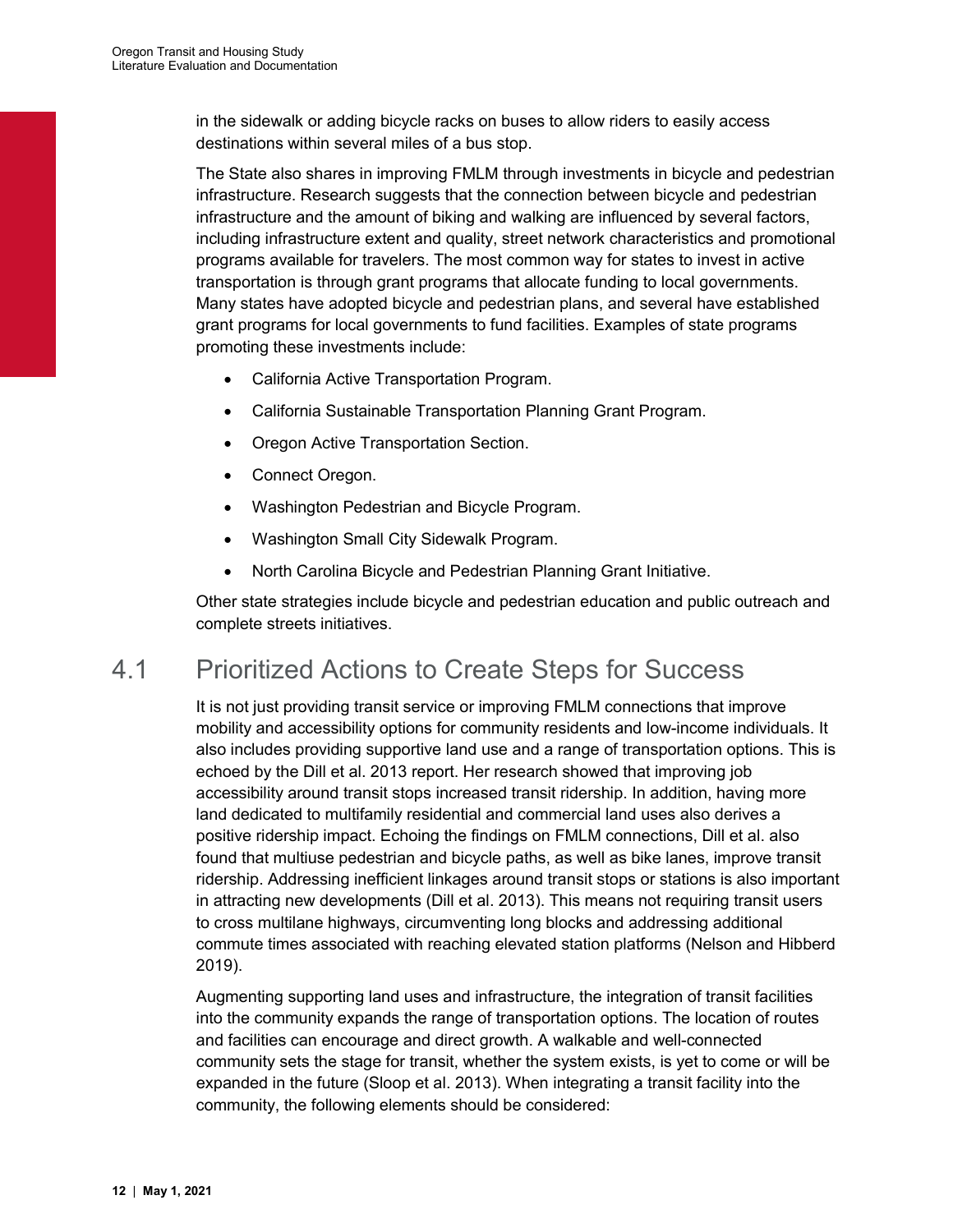in the sidewalk or adding bicycle racks on buses to allow riders to easily access destinations within several miles of a bus stop.

The State also shares in improving FMLM through investments in bicycle and pedestrian infrastructure. Research suggests that the connection between bicycle and pedestrian infrastructure and the amount of biking and walking are influenced by several factors, including infrastructure extent and quality, street network characteristics and promotional programs available for travelers. The most common way for states to invest in active transportation is through grant programs that allocate funding to local governments. Many states have adopted bicycle and pedestrian plans, and several have established grant programs for local governments to fund facilities. Examples of state programs promoting these investments include:

- California Active Transportation Program.
- California Sustainable Transportation Planning Grant Program.
- Oregon Active Transportation Section.
- Connect Oregon.
- Washington Pedestrian and Bicycle Program.
- Washington Small City Sidewalk Program.
- North Carolina Bicycle and Pedestrian Planning Grant Initiative.

Other state strategies include bicycle and pedestrian education and public outreach and complete streets initiatives.

## 4.1 Prioritized Actions to Create Steps for Success

It is not just providing transit service or improving FMLM connections that improve mobility and accessibility options for community residents and low-income individuals. It also includes providing supportive land use and a range of transportation options. This is echoed by the Dill et al. 2013 report. Her research showed that improving job accessibility around transit stops increased transit ridership. In addition, having more land dedicated to multifamily residential and commercial land uses also derives a positive ridership impact. Echoing the findings on FMLM connections, Dill et al. also found that multiuse pedestrian and bicycle paths, as well as bike lanes, improve transit ridership. Addressing inefficient linkages around transit stops or stations is also important in attracting new developments (Dill et al. 2013). This means not requiring transit users to cross multilane highways, circumventing long blocks and addressing additional commute times associated with reaching elevated station platforms (Nelson and Hibberd 2019).

Augmenting supporting land uses and infrastructure, the integration of transit facilities into the community expands the range of transportation options. The location of routes and facilities can encourage and direct growth. A walkable and well-connected community sets the stage for transit, whether the system exists, is yet to come or will be expanded in the future (Sloop et al. 2013). When integrating a transit facility into the community, the following elements should be considered: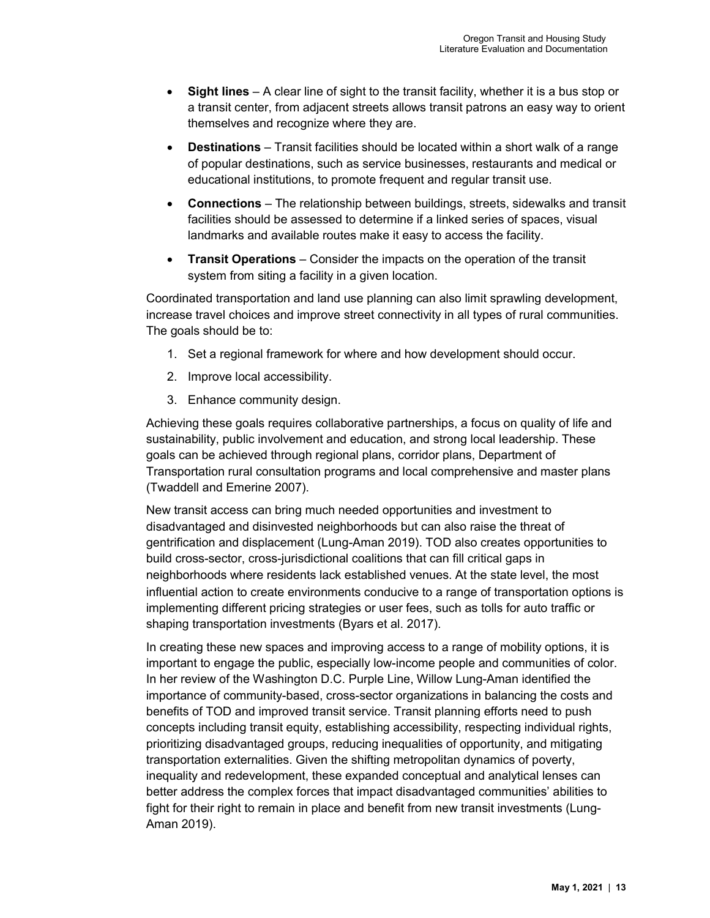- **Sight lines** – A clear line of sight to the transit facility, whether it is a bus stop or a transit center, from adjacent streets allows transit patrons an easy way to orient themselves and recognize where they are.
- **Destinations** – Transit facilities should be located within a short walk of a range of popular destinations, such as service businesses, restaurants and medical or educational institutions, to promote frequent and regular transit use.
- **Connections** – The relationship between buildings, streets, sidewalks and transit facilities should be assessed to determine if a linked series of spaces, visual landmarks and available routes make it easy to access the facility.
- **Transit Operations** – Consider the impacts on the operation of the transit system from siting a facility in a given location.

Coordinated transportation and land use planning can also limit sprawling development, increase travel choices and improve street connectivity in all types of rural communities. The goals should be to:

1. Set a regional framework for where and how development should occur.
2. Improve local accessibility.
3. Enhance community design.

Achieving these goals requires collaborative partnerships, a focus on quality of life and sustainability, public involvement and education, and strong local leadership. These goals can be achieved through regional plans, corridor plans, Department of Transportation rural consultation programs and local comprehensive and master plans (Twaddell and Emerine 2007).

New transit access can bring much needed opportunities and investment to disadvantaged and disinvested neighborhoods but can also raise the threat of gentrification and displacement (Lung-Aman 2019). TOD also creates opportunities to build cross-sector, cross-jurisdictional coalitions that can fill critical gaps in neighborhoods where residents lack established venues. At the state level, the most influential action to create environments conducive to a range of transportation options is implementing different pricing strategies or user fees, such as tolls for auto traffic or shaping transportation investments (Byars et al. 2017).

In creating these new spaces and improving access to a range of mobility options, it is important to engage the public, especially low-income people and communities of color. In her review of the Washington D.C. Purple Line, Willow Lung-Aman identified the importance of community-based, cross-sector organizations in balancing the costs and benefits of TOD and improved transit service. Transit planning efforts need to push concepts including transit equity, establishing accessibility, respecting individual rights, prioritizing disadvantaged groups, reducing inequalities of opportunity, and mitigating transportation externalities. Given the shifting metropolitan dynamics of poverty, inequality and redevelopment, these expanded conceptual and analytical lenses can better address the complex forces that impact disadvantaged communities' abilities to fight for their right to remain in place and benefit from new transit investments (Lung-Aman 2019).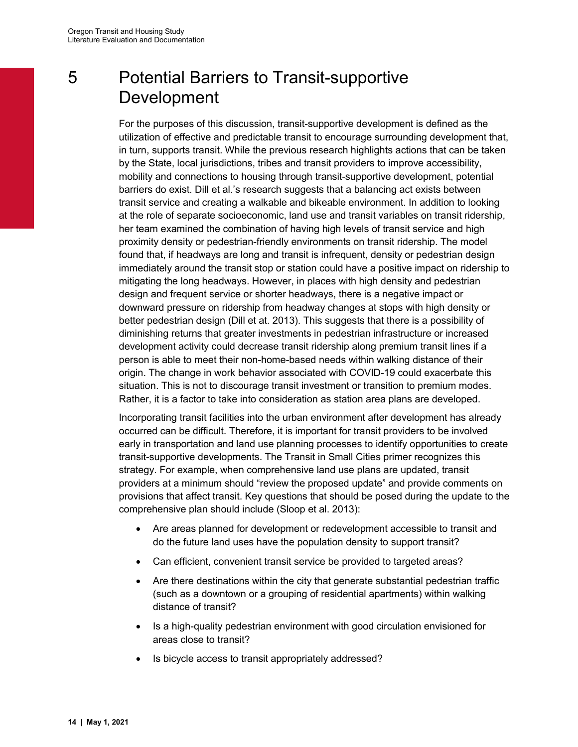# 5 Potential Barriers to Transit-supportive Development

For the purposes of this discussion, transit-supportive development is defined as the utilization of effective and predictable transit to encourage surrounding development that, in turn, supports transit. While the previous research highlights actions that can be taken by the State, local jurisdictions, tribes and transit providers to improve accessibility, mobility and connections to housing through transit-supportive development, potential barriers do exist. Dill et al.'s research suggests that a balancing act exists between transit service and creating a walkable and bikeable environment. In addition to looking at the role of separate socioeconomic, land use and transit variables on transit ridership, her team examined the combination of having high levels of transit service and high proximity density or pedestrian-friendly environments on transit ridership. The model found that, if headways are long and transit is infrequent, density or pedestrian design immediately around the transit stop or station could have a positive impact on ridership to mitigating the long headways. However, in places with high density and pedestrian design and frequent service or shorter headways, there is a negative impact or downward pressure on ridership from headway changes at stops with high density or better pedestrian design (Dill et at. 2013). This suggests that there is a possibility of diminishing returns that greater investments in pedestrian infrastructure or increased development activity could decrease transit ridership along premium transit lines if a person is able to meet their non-home-based needs within walking distance of their origin. The change in work behavior associated with COVID-19 could exacerbate this situation. This is not to discourage transit investment or transition to premium modes. Rather, it is a factor to take into consideration as station area plans are developed.

Incorporating transit facilities into the urban environment after development has already occurred can be difficult. Therefore, it is important for transit providers to be involved early in transportation and land use planning processes to identify opportunities to create transit-supportive developments. The Transit in Small Cities primer recognizes this strategy. For example, when comprehensive land use plans are updated, transit providers at a minimum should "review the proposed update" and provide comments on provisions that affect transit. Key questions that should be posed during the update to the comprehensive plan should include (Sloop et al. 2013):

- Are areas planned for development or redevelopment accessible to transit and do the future land uses have the population density to support transit?
- Can efficient, convenient transit service be provided to targeted areas?
- Are there destinations within the city that generate substantial pedestrian traffic (such as a downtown or a grouping of residential apartments) within walking distance of transit?
- Is a high-quality pedestrian environment with good circulation envisioned for areas close to transit?
- Is bicycle access to transit appropriately addressed?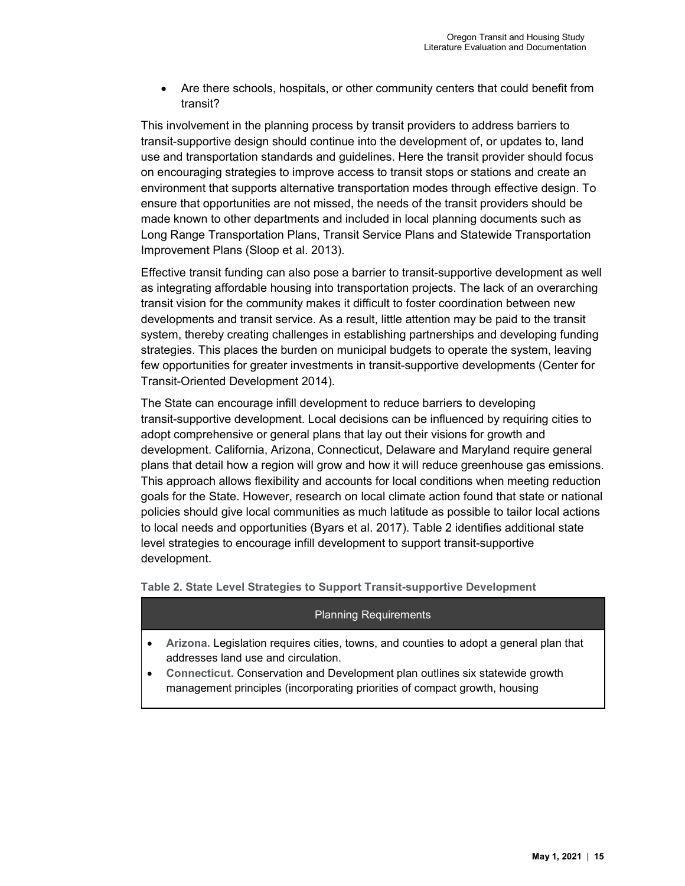- Are there schools, hospitals, or other community centers that could benefit from transit?

This involvement in the planning process by transit providers to address barriers to transit-supportive design should continue into the development of, or updates to, land use and transportation standards and guidelines. Here the transit provider should focus on encouraging strategies to improve access to transit stops or stations and create an environment that supports alternative transportation modes through effective design. To ensure that opportunities are not missed, the needs of the transit providers should be made known to other departments and included in local planning documents such as Long Range Transportation Plans, Transit Service Plans and Statewide Transportation Improvement Plans (Sloop et al. 2013).

Effective transit funding can also pose a barrier to transit-supportive development as well as integrating affordable housing into transportation projects. The lack of an overarching transit vision for the community makes it difficult to foster coordination between new developments and transit service. As a result, little attention may be paid to the transit system, thereby creating challenges in establishing partnerships and developing funding strategies. This places the burden on municipal budgets to operate the system, leaving few opportunities for greater investments in transit-supportive developments (Center for Transit-Oriented Development 2014).

The State can encourage infill development to reduce barriers to developing transit-supportive development. Local decisions can be influenced by requiring cities to adopt comprehensive or general plans that lay out their visions for growth and development. California, Arizona, Connecticut, Delaware and Maryland require general plans that detail how a region will grow and how it will reduce greenhouse gas emissions. This approach allows flexibility and accounts for local conditions when meeting reduction goals for the State. However, research on local climate action found that state or national policies should give local communities as much latitude as possible to tailor local actions to local needs and opportunities (Byars et al. 2017). Table 2 identifies additional state level strategies to encourage infill development to support transit-supportive development.

**Table 2. State Level Strategies to Support Transit-supportive Development**

| Planning Requirements |
| --- |
| • **Arizona.** Legislation requires cities, towns, and counties to adopt a general plan that addresses land use and circulation.<br>• **Connecticut.** Conservation and Development plan outlines six statewide growth management principles (incorporating priorities of compact growth, housing |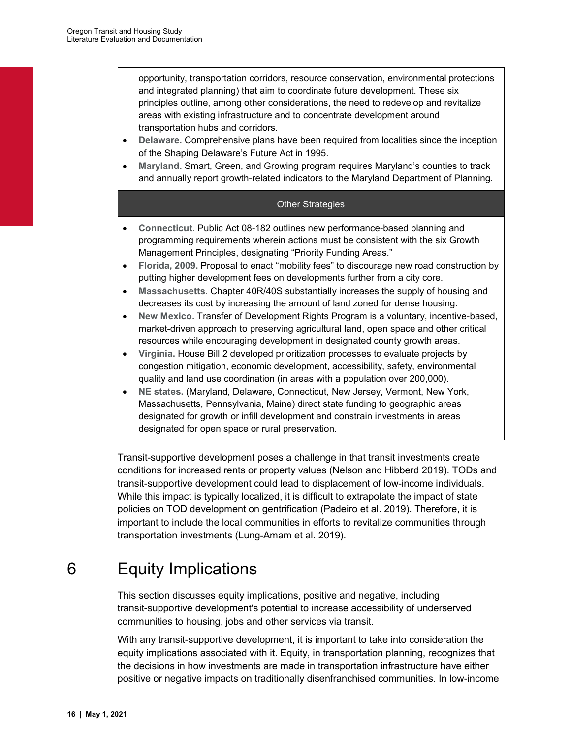opportunity, transportation corridors, resource conservation, environmental protections and integrated planning) that aim to coordinate future development. These six principles outline, among other considerations, the need to redevelop and revitalize areas with existing infrastructure and to concentrate development around transportation hubs and corridors.

- **Delaware.** Comprehensive plans have been required from localities since the inception of the Shaping Delaware's Future Act in 1995.
- **Maryland.** Smart, Green, and Growing program requires Maryland's counties to track and annually report growth-related indicators to the Maryland Department of Planning.

**Other Strategies**

- **Connecticut.** Public Act 08-182 outlines new performance-based planning and programming requirements wherein actions must be consistent with the six Growth Management Principles, designating "Priority Funding Areas."
- **Florida, 2009.** Proposal to enact "mobility fees" to discourage new road construction by putting higher development fees on developments further from a city core.
- **Massachusetts.** Chapter 40R/40S substantially increases the supply of housing and decreases its cost by increasing the amount of land zoned for dense housing.
- **New Mexico.** Transfer of Development Rights Program is a voluntary, incentive-based, market-driven approach to preserving agricultural land, open space and other critical resources while encouraging development in designated county growth areas.
- **Virginia.** House Bill 2 developed prioritization processes to evaluate projects by congestion mitigation, economic development, accessibility, safety, environmental quality and land use coordination (in areas with a population over 200,000).
- **NE states.** (Maryland, Delaware, Connecticut, New Jersey, Vermont, New York, Massachusetts, Pennsylvania, Maine) direct state funding to geographic areas designated for growth or infill development and constrain investments in areas designated for open space or rural preservation.

Transit-supportive development poses a challenge in that transit investments create conditions for increased rents or property values (Nelson and Hibberd 2019). TODs and transit-supportive development could lead to displacement of low-income individuals. While this impact is typically localized, it is difficult to extrapolate the impact of state policies on TOD development on gentrification (Padeiro et al. 2019). Therefore, it is important to include the local communities in efforts to revitalize communities through transportation investments (Lung-Amam et al. 2019).

# 6 Equity Implications

This section discusses equity implications, positive and negative, including transit-supportive development's potential to increase accessibility of underserved communities to housing, jobs and other services via transit.

With any transit-supportive development, it is important to take into consideration the equity implications associated with it. Equity, in transportation planning, recognizes that the decisions in how investments are made in transportation infrastructure have either positive or negative impacts on traditionally disenfranchised communities. In low-income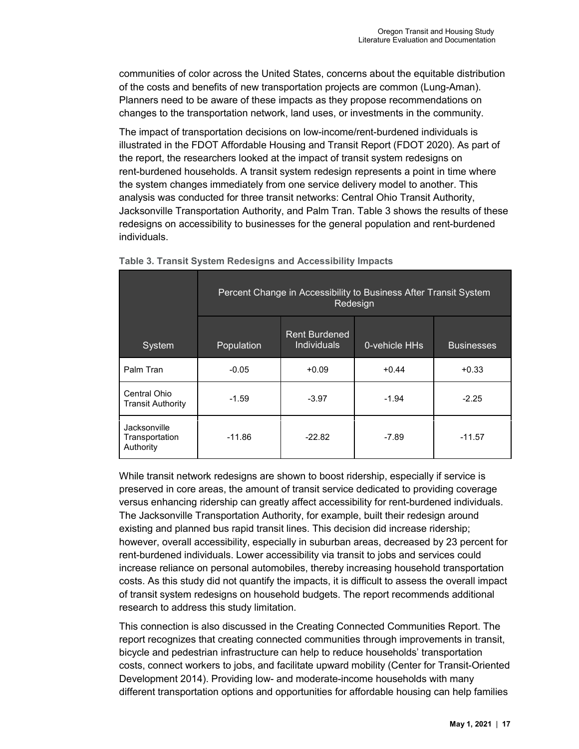communities of color across the United States, concerns about the equitable distribution of the costs and benefits of new transportation projects are common (Lung-Aman). Planners need to be aware of these impacts as they propose recommendations on changes to the transportation network, land uses, or investments in the community.

The impact of transportation decisions on low-income/rent-burdened individuals is illustrated in the FDOT Affordable Housing and Transit Report (FDOT 2020). As part of the report, the researchers looked at the impact of transit system redesigns on rent-burdened households. A transit system redesign represents a point in time where the system changes immediately from one service delivery model to another. This analysis was conducted for three transit networks: Central Ohio Transit Authority, Jacksonville Transportation Authority, and Palm Tran. Table 3 shows the results of these redesigns on accessibility to businesses for the general population and rent-burdened individuals.

**Table 3. Transit System Redesigns and Accessibility Impacts**

| | Percent Change in Accessibility to Business After Transit System Redesign | | | |
|---|---|---|---|---|
| System | Population | Rent Burdened Individuals | 0-vehicle HHs | Businesses |
| Palm Tran | -0.05 | +0.09 | +0.44 | +0.33 |
| Central Ohio Transit Authority | -1.59 | -3.97 | -1.94 | -2.25 |
| Jacksonville Transportation Authority | -11.86 | -22.82 | -7.89 | -11.57 |

While transit network redesigns are shown to boost ridership, especially if service is preserved in core areas, the amount of transit service dedicated to providing coverage versus enhancing ridership can greatly affect accessibility for rent-burdened individuals. The Jacksonville Transportation Authority, for example, built their redesign around existing and planned bus rapid transit lines. This decision did increase ridership; however, overall accessibility, especially in suburban areas, decreased by 23 percent for rent-burdened individuals. Lower accessibility via transit to jobs and services could increase reliance on personal automobiles, thereby increasing household transportation costs. As this study did not quantify the impacts, it is difficult to assess the overall impact of transit system redesigns on household budgets. The report recommends additional research to address this study limitation.

This connection is also discussed in the Creating Connected Communities Report. The report recognizes that creating connected communities through improvements in transit, bicycle and pedestrian infrastructure can help to reduce households' transportation costs, connect workers to jobs, and facilitate upward mobility (Center for Transit-Oriented Development 2014). Providing low- and moderate-income households with many different transportation options and opportunities for affordable housing can help families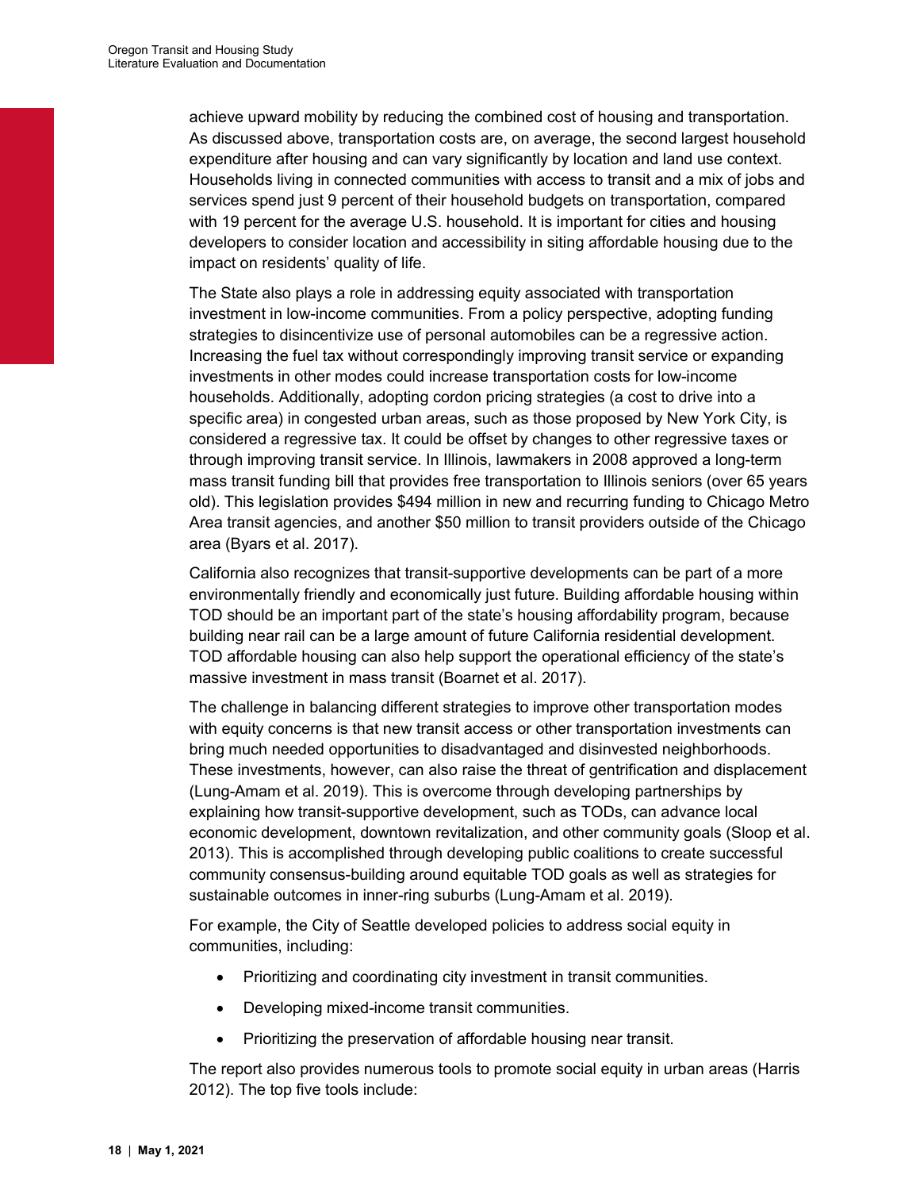achieve upward mobility by reducing the combined cost of housing and transportation. As discussed above, transportation costs are, on average, the second largest household expenditure after housing and can vary significantly by location and land use context. Households living in connected communities with access to transit and a mix of jobs and services spend just 9 percent of their household budgets on transportation, compared with 19 percent for the average U.S. household. It is important for cities and housing developers to consider location and accessibility in siting affordable housing due to the impact on residents' quality of life.

The State also plays a role in addressing equity associated with transportation investment in low-income communities. From a policy perspective, adopting funding strategies to disincentivize use of personal automobiles can be a regressive action. Increasing the fuel tax without correspondingly improving transit service or expanding investments in other modes could increase transportation costs for low-income households. Additionally, adopting cordon pricing strategies (a cost to drive into a specific area) in congested urban areas, such as those proposed by New York City, is considered a regressive tax. It could be offset by changes to other regressive taxes or through improving transit service. In Illinois, lawmakers in 2008 approved a long-term mass transit funding bill that provides free transportation to Illinois seniors (over 65 years old). This legislation provides $494 million in new and recurring funding to Chicago Metro Area transit agencies, and another $50 million to transit providers outside of the Chicago area (Byars et al. 2017).

California also recognizes that transit-supportive developments can be part of a more environmentally friendly and economically just future. Building affordable housing within TOD should be an important part of the state's housing affordability program, because building near rail can be a large amount of future California residential development. TOD affordable housing can also help support the operational efficiency of the state's massive investment in mass transit (Boarnet et al. 2017).

The challenge in balancing different strategies to improve other transportation modes with equity concerns is that new transit access or other transportation investments can bring much needed opportunities to disadvantaged and disinvested neighborhoods. These investments, however, can also raise the threat of gentrification and displacement (Lung-Amam et al. 2019). This is overcome through developing partnerships by explaining how transit-supportive development, such as TODs, can advance local economic development, downtown revitalization, and other community goals (Sloop et al. 2013). This is accomplished through developing public coalitions to create successful community consensus-building around equitable TOD goals as well as strategies for sustainable outcomes in inner-ring suburbs (Lung-Amam et al. 2019).

For example, the City of Seattle developed policies to address social equity in communities, including:

- Prioritizing and coordinating city investment in transit communities.
- Developing mixed-income transit communities.
- Prioritizing the preservation of affordable housing near transit.

The report also provides numerous tools to promote social equity in urban areas (Harris 2012). The top five tools include: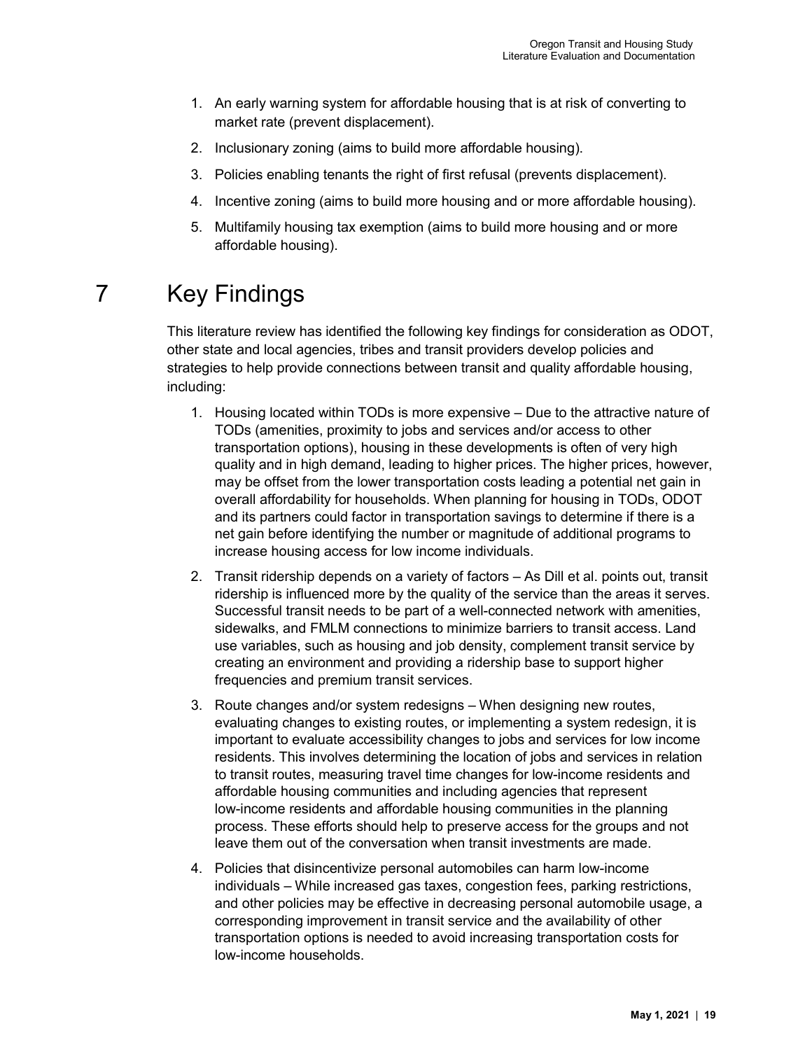1. An early warning system for affordable housing that is at risk of converting to market rate (prevent displacement).
2. Inclusionary zoning (aims to build more affordable housing).
3. Policies enabling tenants the right of first refusal (prevents displacement).
4. Incentive zoning (aims to build more housing and or more affordable housing).
5. Multifamily housing tax exemption (aims to build more housing and or more affordable housing).

# 7 Key Findings

This literature review has identified the following key findings for consideration as ODOT, other state and local agencies, tribes and transit providers develop policies and strategies to help provide connections between transit and quality affordable housing, including:

1. Housing located within TODs is more expensive – Due to the attractive nature of TODs (amenities, proximity to jobs and services and/or access to other transportation options), housing in these developments is often of very high quality and in high demand, leading to higher prices. The higher prices, however, may be offset from the lower transportation costs leading a potential net gain in overall affordability for households. When planning for housing in TODs, ODOT and its partners could factor in transportation savings to determine if there is a net gain before identifying the number or magnitude of additional programs to increase housing access for low income individuals.
2. Transit ridership depends on a variety of factors – As Dill et al. points out, transit ridership is influenced more by the quality of the service than the areas it serves. Successful transit needs to be part of a well-connected network with amenities, sidewalks, and FMLM connections to minimize barriers to transit access. Land use variables, such as housing and job density, complement transit service by creating an environment and providing a ridership base to support higher frequencies and premium transit services.
3. Route changes and/or system redesigns – When designing new routes, evaluating changes to existing routes, or implementing a system redesign, it is important to evaluate accessibility changes to jobs and services for low income residents. This involves determining the location of jobs and services in relation to transit routes, measuring travel time changes for low-income residents and affordable housing communities and including agencies that represent low-income residents and affordable housing communities in the planning process. These efforts should help to preserve access for the groups and not leave them out of the conversation when transit investments are made.
4. Policies that disincentivize personal automobiles can harm low-income individuals – While increased gas taxes, congestion fees, parking restrictions, and other policies may be effective in decreasing personal automobile usage, a corresponding improvement in transit service and the availability of other transportation options is needed to avoid increasing transportation costs for low-income households.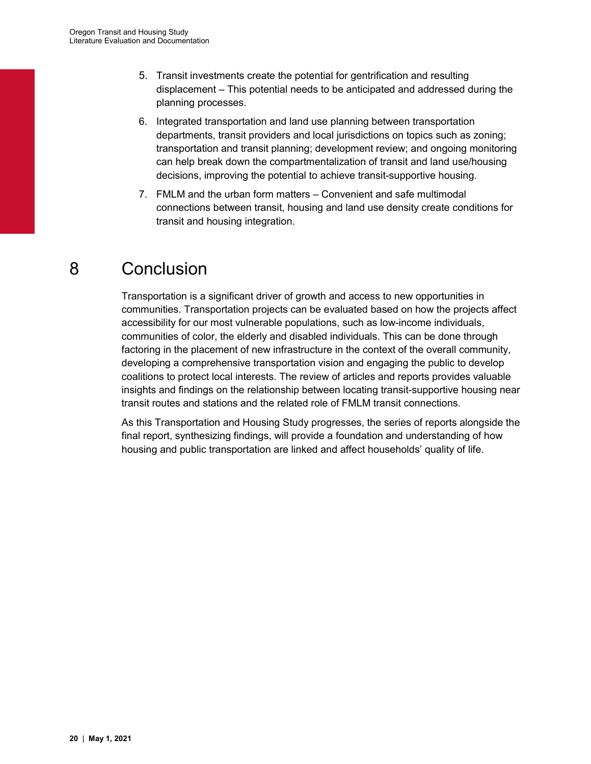5. Transit investments create the potential for gentrification and resulting displacement – This potential needs to be anticipated and addressed during the planning processes.
6. Integrated transportation and land use planning between transportation departments, transit providers and local jurisdictions on topics such as zoning; transportation and transit planning; development review; and ongoing monitoring can help break down the compartmentalization of transit and land use/housing decisions, improving the potential to achieve transit-supportive housing.
7. FMLM and the urban form matters – Convenient and safe multimodal connections between transit, housing and land use density create conditions for transit and housing integration.

# 8 Conclusion

Transportation is a significant driver of growth and access to new opportunities in communities. Transportation projects can be evaluated based on how the projects affect accessibility for our most vulnerable populations, such as low-income individuals, communities of color, the elderly and disabled individuals. This can be done through factoring in the placement of new infrastructure in the context of the overall community, developing a comprehensive transportation vision and engaging the public to develop coalitions to protect local interests. The review of articles and reports provides valuable insights and findings on the relationship between locating transit-supportive housing near transit routes and stations and the related role of FMLM transit connections.

As this Transportation and Housing Study progresses, the series of reports alongside the final report, synthesizing findings, will provide a foundation and understanding of how housing and public transportation are linked and affect households' quality of life.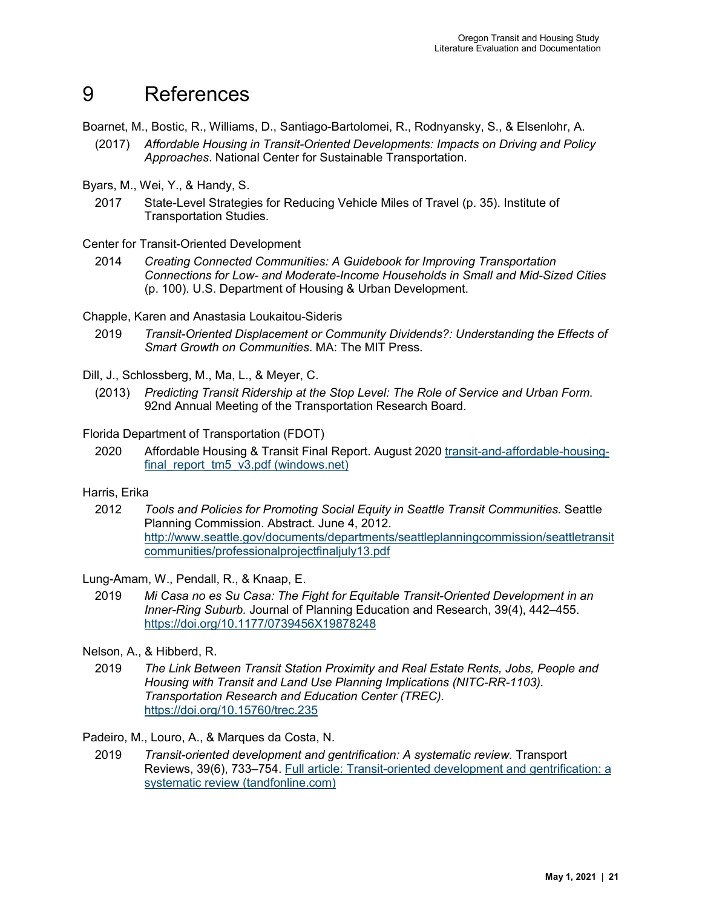# 9 References

Boarnet, M., Bostic, R., Williams, D., Santiago-Bartolomei, R., Rodnyansky, S., & Elsenlohr, A.

(2017) *Affordable Housing in Transit-Oriented Developments: Impacts on Driving and Policy Approaches*. National Center for Sustainable Transportation.

Byars, M., Wei, Y., & Handy, S.

2017 State-Level Strategies for Reducing Vehicle Miles of Travel (p. 35). Institute of Transportation Studies.

Center for Transit-Oriented Development

2014 *Creating Connected Communities: A Guidebook for Improving Transportation Connections for Low- and Moderate-Income Households in Small and Mid-Sized Cities* (p. 100). U.S. Department of Housing & Urban Development.

Chapple, Karen and Anastasia Loukaitou-Sideris

2019 *Transit-Oriented Displacement or Community Dividends?: Understanding the Effects of Smart Growth on Communities*. MA: The MIT Press.

Dill, J., Schlossberg, M., Ma, L., & Meyer, C.

(2013) *Predicting Transit Ridership at the Stop Level: The Role of Service and Urban Form*. 92nd Annual Meeting of the Transportation Research Board.

Florida Department of Transportation (FDOT)

2020 Affordable Housing & Transit Final Report. August 2020 [transit-and-affordable-housing-final_report_tm5_v3.pdf (windows.net)]

Harris, Erika

2012 *Tools and Policies for Promoting Social Equity in Seattle Transit Communities.* Seattle Planning Commission. Abstract. June 4, 2012. http://www.seattle.gov/documents/departments/seattleplanningcommission/seattletransitcommunities/professionalprojectfinaljuly13.pdf

Lung-Amam, W., Pendall, R., & Knaap, E.

2019 *Mi Casa no es Su Casa: The Fight for Equitable Transit-Oriented Development in an Inner-Ring Suburb.* Journal of Planning Education and Research, 39(4), 442–455. https://doi.org/10.1177/0739456X19878248

Nelson, A., & Hibberd, R.

2019 *The Link Between Transit Station Proximity and Real Estate Rents, Jobs, People and Housing with Transit and Land Use Planning Implications (NITC-RR-1103). Transportation Research and Education Center (TREC).* https://doi.org/10.15760/trec.235

Padeiro, M., Louro, A., & Marques da Costa, N.

2019 *Transit-oriented development and gentrification: A systematic review.* Transport Reviews, 39(6), 733–754. [Full article: Transit-oriented development and gentrification: a systematic review (tandfonline.com)]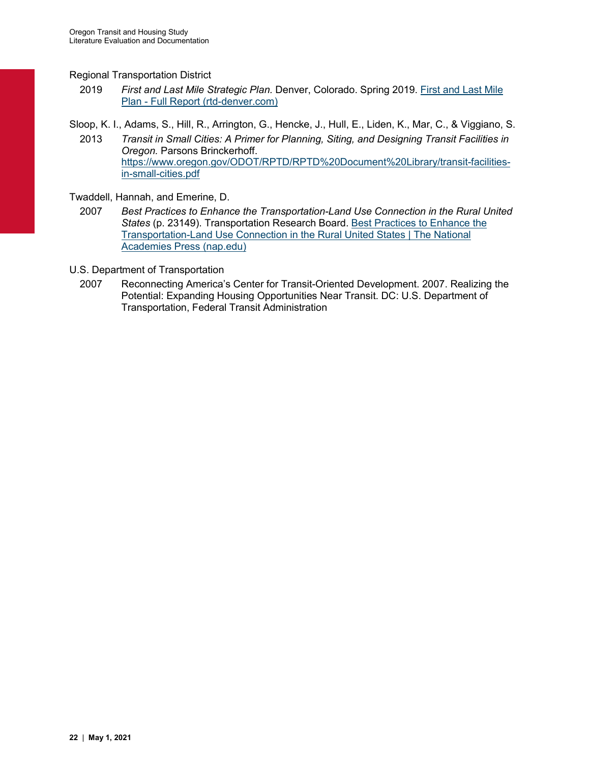Regional Transportation District

2019 *First and Last Mile Strategic Plan*. Denver, Colorado. Spring 2019. [First and Last Mile Plan - Full Report (rtd-denver.com)]

Sloop, K. I., Adams, S., Hill, R., Arrington, G., Hencke, J., Hull, E., Liden, K., Mar, C., & Viggiano, S.

2013 *Transit in Small Cities: A Primer for Planning, Siting, and Designing Transit Facilities in Oregon.* Parsons Brinckerhoff. https://www.oregon.gov/ODOT/RPTD/RPTD%20Document%20Library/transit-facilities-in-small-cities.pdf

Twaddell, Hannah, and Emerine, D.

2007 *Best Practices to Enhance the Transportation-Land Use Connection in the Rural United States* (p. 23149). Transportation Research Board. [Best Practices to Enhance the Transportation-Land Use Connection in the Rural United States | The National Academies Press (nap.edu)]

U.S. Department of Transportation

2007 Reconnecting America's Center for Transit-Oriented Development. 2007. Realizing the Potential: Expanding Housing Opportunities Near Transit. DC: U.S. Department of Transportation, Federal Transit Administration